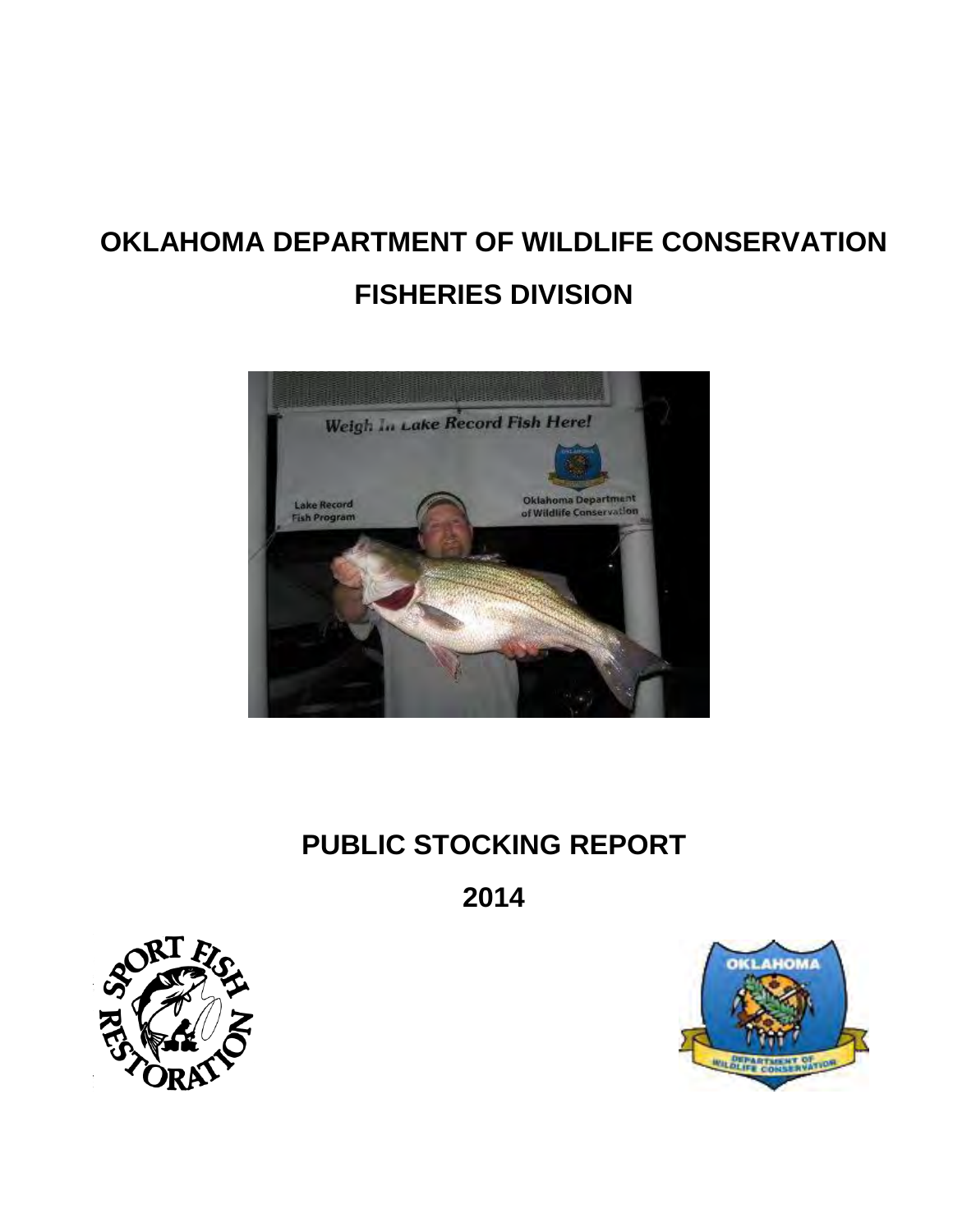# OKLAHOMA DEPARTMENT OF WILDLIFE CONSERVATION

# FISHERIES DIVISION

# PUBLIC STOCKING REPORT

# 2014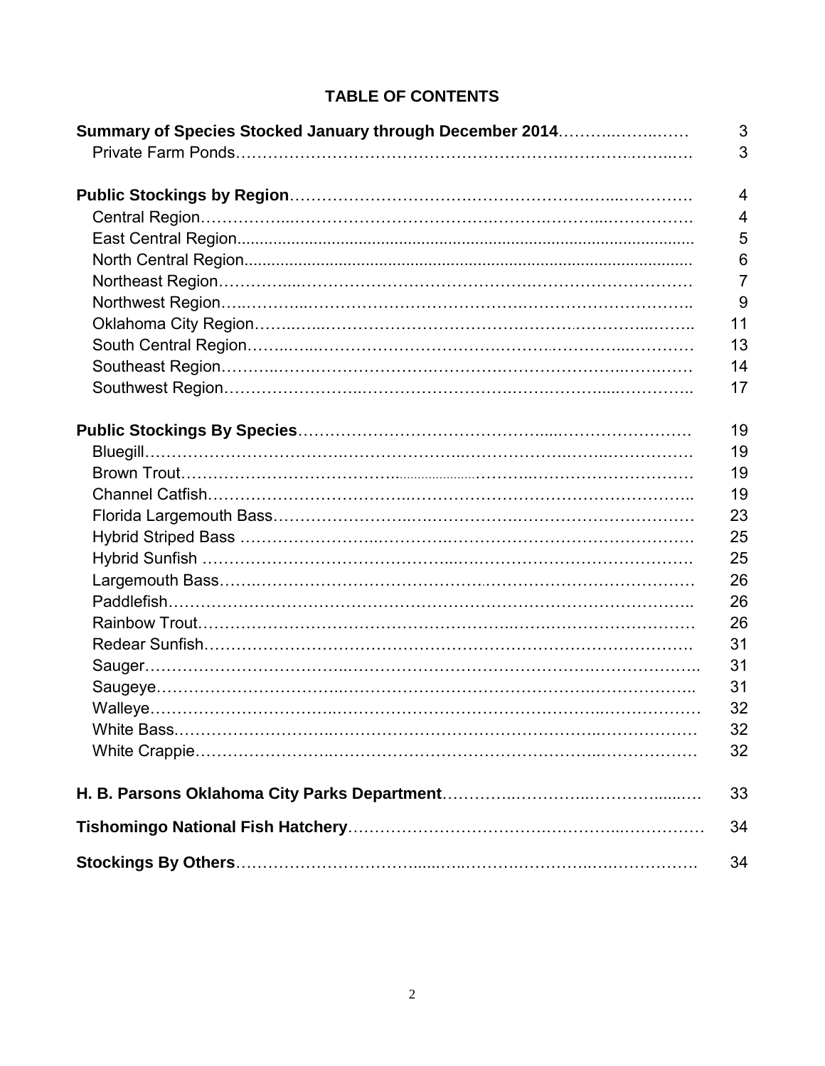# TABLE OF CONTENTS

| | |
|---|---|
| **Summary of Species Stocked January through December 2014** | 3 |
| Private Farm Ponds | 3 |
| **Public Stockings by Region** | 4 |
| Central Region | 4 |
| East Central Region | 5 |
| North Central Region | 6 |
| Northeast Region | 7 |
| Northwest Region | 9 |
| Oklahoma City Region | 11 |
| South Central Region | 13 |
| Southeast Region | 14 |
| Southwest Region | 17 |
| **Public Stockings By Species** | 19 |
| Bluegill | 19 |
| Brown Trout | 19 |
| Channel Catfish | 19 |
| Florida Largemouth Bass | 23 |
| Hybrid Striped Bass | 25 |
| Hybrid Sunfish | 25 |
| Largemouth Bass | 26 |
| Paddlefish | 26 |
| Rainbow Trout | 26 |
| Redear Sunfish | 31 |
| Sauger | 31 |
| Saugeye | 31 |
| Walleye | 32 |
| White Bass | 32 |
| White Crappie | 32 |
| **H. B. Parsons Oklahoma City Parks Department** | 33 |
| **Tishomingo National Fish Hatchery** | 34 |
| **Stockings By Others** | 34 |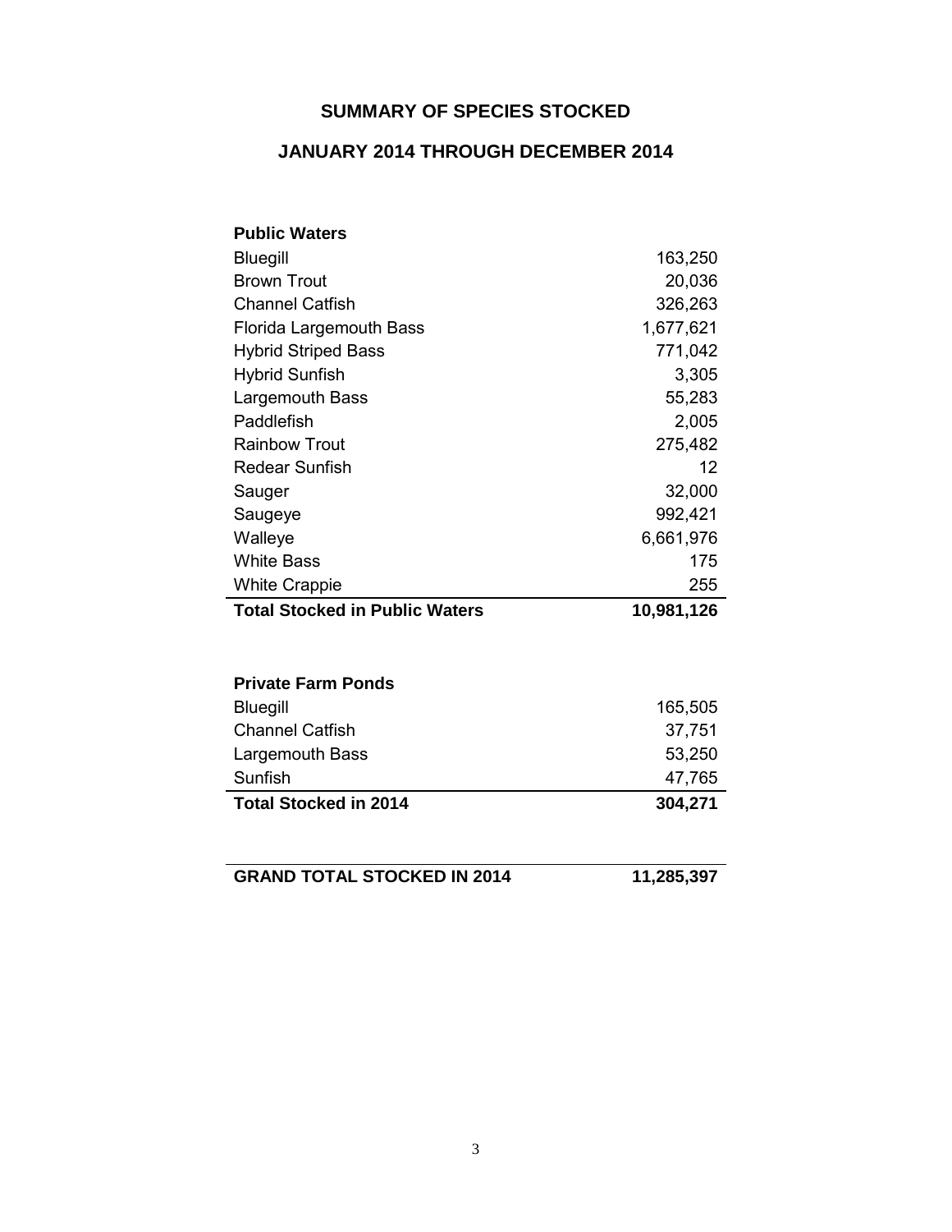## SUMMARY OF SPECIES STOCKED

## JANUARY 2014 THROUGH DECEMBER 2014

| **Public Waters** | |
|---|---|
| Bluegill | 163,250 |
| Brown Trout | 20,036 |
| Channel Catfish | 326,263 |
| Florida Largemouth Bass | 1,677,621 |
| Hybrid Striped Bass | 771,042 |
| Hybrid Sunfish | 3,305 |
| Largemouth Bass | 55,283 |
| Paddlefish | 2,005 |
| Rainbow Trout | 275,482 |
| Redear Sunfish | 12 |
| Sauger | 32,000 |
| Saugeye | 992,421 |
| Walleye | 6,661,976 |
| White Bass | 175 |
| White Crappie | 255 |
| **Total Stocked in Public Waters** | **10,981,126** |

| **Private Farm Ponds** | |
|---|---|
| Bluegill | 165,505 |
| Channel Catfish | 37,751 |
| Largemouth Bass | 53,250 |
| Sunfish | 47,765 |
| **Total Stocked in 2014** | **304,271** |

| **GRAND TOTAL STOCKED IN 2014** | **11,285,397** |
|---|---|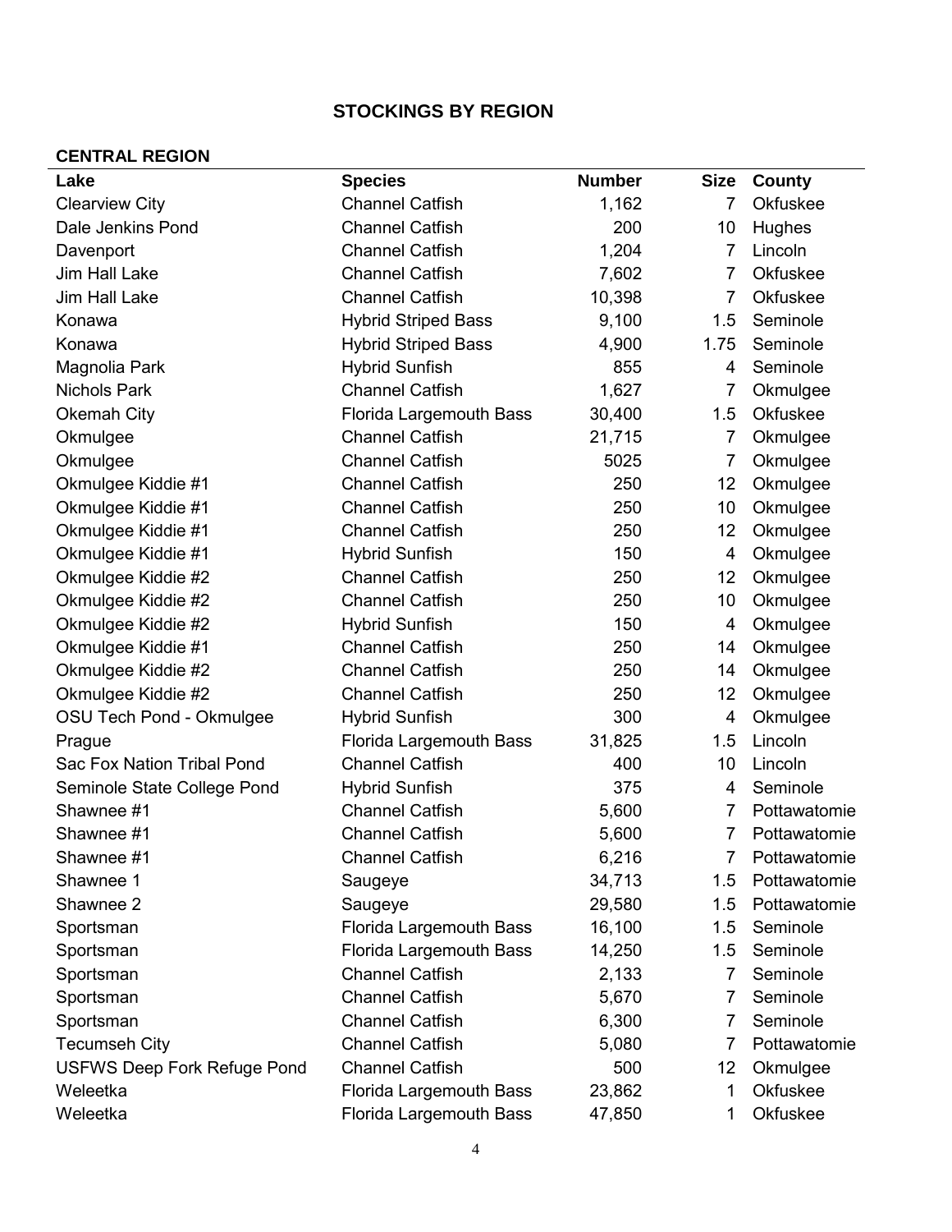## STOCKINGS BY REGION

### CENTRAL REGION

| Lake | Species | Number | Size | County |
|---|---|---|---|---|
| Clearview City | Channel Catfish | 1,162 | 7 | Okfuskee |
| Dale Jenkins Pond | Channel Catfish | 200 | 10 | Hughes |
| Davenport | Channel Catfish | 1,204 | 7 | Lincoln |
| Jim Hall Lake | Channel Catfish | 7,602 | 7 | Okfuskee |
| Jim Hall Lake | Channel Catfish | 10,398 | 7 | Okfuskee |
| Konawa | Hybrid Striped Bass | 9,100 | 1.5 | Seminole |
| Konawa | Hybrid Striped Bass | 4,900 | 1.75 | Seminole |
| Magnolia Park | Hybrid Sunfish | 855 | 4 | Seminole |
| Nichols Park | Channel Catfish | 1,627 | 7 | Okmulgee |
| Okemah City | Florida Largemouth Bass | 30,400 | 1.5 | Okfuskee |
| Okmulgee | Channel Catfish | 21,715 | 7 | Okmulgee |
| Okmulgee | Channel Catfish | 5025 | 7 | Okmulgee |
| Okmulgee Kiddie #1 | Channel Catfish | 250 | 12 | Okmulgee |
| Okmulgee Kiddie #1 | Channel Catfish | 250 | 10 | Okmulgee |
| Okmulgee Kiddie #1 | Channel Catfish | 250 | 12 | Okmulgee |
| Okmulgee Kiddie #1 | Hybrid Sunfish | 150 | 4 | Okmulgee |
| Okmulgee Kiddie #2 | Channel Catfish | 250 | 12 | Okmulgee |
| Okmulgee Kiddie #2 | Channel Catfish | 250 | 10 | Okmulgee |
| Okmulgee Kiddie #2 | Hybrid Sunfish | 150 | 4 | Okmulgee |
| Okmulgee Kiddie #1 | Channel Catfish | 250 | 14 | Okmulgee |
| Okmulgee Kiddie #2 | Channel Catfish | 250 | 14 | Okmulgee |
| Okmulgee Kiddie #2 | Channel Catfish | 250 | 12 | Okmulgee |
| OSU Tech Pond - Okmulgee | Hybrid Sunfish | 300 | 4 | Okmulgee |
| Prague | Florida Largemouth Bass | 31,825 | 1.5 | Lincoln |
| Sac Fox Nation Tribal Pond | Channel Catfish | 400 | 10 | Lincoln |
| Seminole State College Pond | Hybrid Sunfish | 375 | 4 | Seminole |
| Shawnee #1 | Channel Catfish | 5,600 | 7 | Pottawatomie |
| Shawnee #1 | Channel Catfish | 5,600 | 7 | Pottawatomie |
| Shawnee #1 | Channel Catfish | 6,216 | 7 | Pottawatomie |
| Shawnee 1 | Saugeye | 34,713 | 1.5 | Pottawatomie |
| Shawnee 2 | Saugeye | 29,580 | 1.5 | Pottawatomie |
| Sportsman | Florida Largemouth Bass | 16,100 | 1.5 | Seminole |
| Sportsman | Florida Largemouth Bass | 14,250 | 1.5 | Seminole |
| Sportsman | Channel Catfish | 2,133 | 7 | Seminole |
| Sportsman | Channel Catfish | 5,670 | 7 | Seminole |
| Sportsman | Channel Catfish | 6,300 | 7 | Seminole |
| Tecumseh City | Channel Catfish | 5,080 | 7 | Pottawatomie |
| USFWS Deep Fork Refuge Pond | Channel Catfish | 500 | 12 | Okmulgee |
| Weleetka | Florida Largemouth Bass | 23,862 | 1 | Okfuskee |
| Weleetka | Florida Largemouth Bass | 47,850 | 1 | Okfuskee |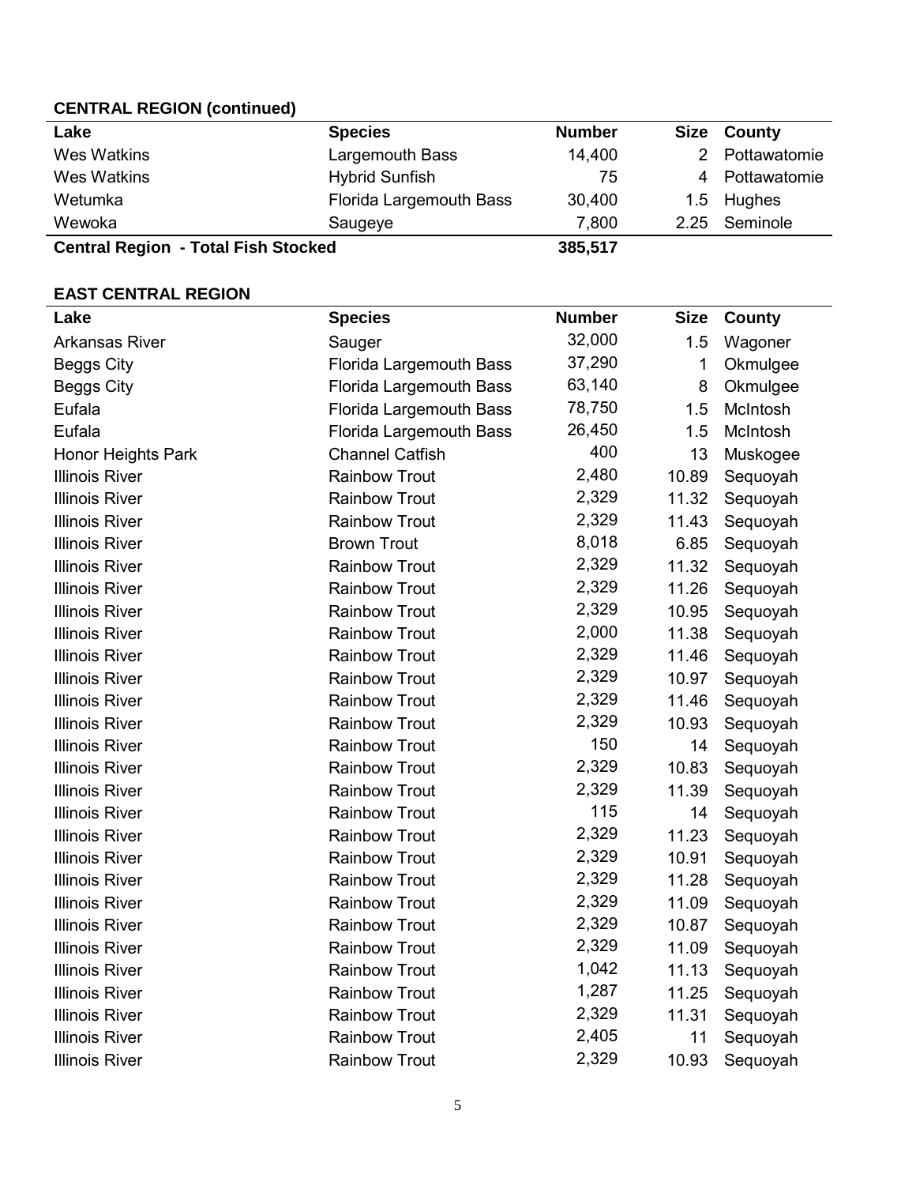**CENTRAL REGION (continued)**

| Lake | Species | Number | Size | County |
|---|---|---|---|---|
| Wes Watkins | Largemouth Bass | 14,400 | 2 | Pottawatomie |
| Wes Watkins | Hybrid Sunfish | 75 | 4 | Pottawatomie |
| Wetumka | Florida Largemouth Bass | 30,400 | 1.5 | Hughes |
| Wewoka | Saugeye | 7,800 | 2.25 | Seminole |
| **Central Region - Total Fish Stocked** | | **385,517** | | |

**EAST CENTRAL REGION**

| Lake | Species | Number | Size | County |
|---|---|---|---|---|
| Arkansas River | Sauger | 32,000 | 1.5 | Wagoner |
| Beggs City | Florida Largemouth Bass | 37,290 | 1 | Okmulgee |
| Beggs City | Florida Largemouth Bass | 63,140 | 8 | Okmulgee |
| Eufala | Florida Largemouth Bass | 78,750 | 1.5 | McIntosh |
| Eufala | Florida Largemouth Bass | 26,450 | 1.5 | McIntosh |
| Honor Heights Park | Channel Catfish | 400 | 13 | Muskogee |
| Illinois River | Rainbow Trout | 2,480 | 10.89 | Sequoyah |
| Illinois River | Rainbow Trout | 2,329 | 11.32 | Sequoyah |
| Illinois River | Rainbow Trout | 2,329 | 11.43 | Sequoyah |
| Illinois River | Brown Trout | 8,018 | 6.85 | Sequoyah |
| Illinois River | Rainbow Trout | 2,329 | 11.32 | Sequoyah |
| Illinois River | Rainbow Trout | 2,329 | 11.26 | Sequoyah |
| Illinois River | Rainbow Trout | 2,329 | 10.95 | Sequoyah |
| Illinois River | Rainbow Trout | 2,000 | 11.38 | Sequoyah |
| Illinois River | Rainbow Trout | 2,329 | 11.46 | Sequoyah |
| Illinois River | Rainbow Trout | 2,329 | 10.97 | Sequoyah |
| Illinois River | Rainbow Trout | 2,329 | 11.46 | Sequoyah |
| Illinois River | Rainbow Trout | 2,329 | 10.93 | Sequoyah |
| Illinois River | Rainbow Trout | 150 | 14 | Sequoyah |
| Illinois River | Rainbow Trout | 2,329 | 10.83 | Sequoyah |
| Illinois River | Rainbow Trout | 2,329 | 11.39 | Sequoyah |
| Illinois River | Rainbow Trout | 115 | 14 | Sequoyah |
| Illinois River | Rainbow Trout | 2,329 | 11.23 | Sequoyah |
| Illinois River | Rainbow Trout | 2,329 | 10.91 | Sequoyah |
| Illinois River | Rainbow Trout | 2,329 | 11.28 | Sequoyah |
| Illinois River | Rainbow Trout | 2,329 | 11.09 | Sequoyah |
| Illinois River | Rainbow Trout | 2,329 | 10.87 | Sequoyah |
| Illinois River | Rainbow Trout | 2,329 | 11.09 | Sequoyah |
| Illinois River | Rainbow Trout | 1,042 | 11.13 | Sequoyah |
| Illinois River | Rainbow Trout | 1,287 | 11.25 | Sequoyah |
| Illinois River | Rainbow Trout | 2,329 | 11.31 | Sequoyah |
| Illinois River | Rainbow Trout | 2,405 | 11 | Sequoyah |
| Illinois River | Rainbow Trout | 2,329 | 10.93 | Sequoyah |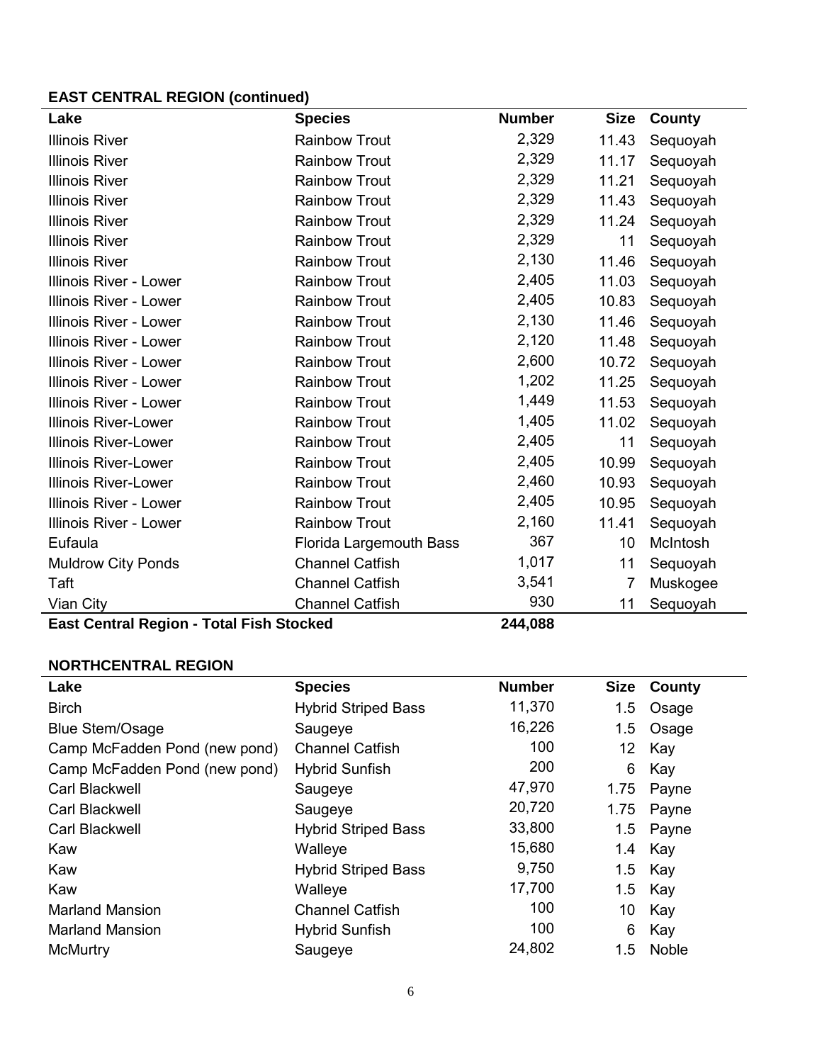**EAST CENTRAL REGION (continued)**

| Lake | Species | Number | Size | County |
|---|---|---|---|---|
| Illinois River | Rainbow Trout | 2,329 | 11.43 | Sequoyah |
| Illinois River | Rainbow Trout | 2,329 | 11.17 | Sequoyah |
| Illinois River | Rainbow Trout | 2,329 | 11.21 | Sequoyah |
| Illinois River | Rainbow Trout | 2,329 | 11.43 | Sequoyah |
| Illinois River | Rainbow Trout | 2,329 | 11.24 | Sequoyah |
| Illinois River | Rainbow Trout | 2,329 | 11 | Sequoyah |
| Illinois River | Rainbow Trout | 2,130 | 11.46 | Sequoyah |
| Illinois River - Lower | Rainbow Trout | 2,405 | 11.03 | Sequoyah |
| Illinois River - Lower | Rainbow Trout | 2,405 | 10.83 | Sequoyah |
| Illinois River - Lower | Rainbow Trout | 2,130 | 11.46 | Sequoyah |
| Illinois River - Lower | Rainbow Trout | 2,120 | 11.48 | Sequoyah |
| Illinois River - Lower | Rainbow Trout | 2,600 | 10.72 | Sequoyah |
| Illinois River - Lower | Rainbow Trout | 1,202 | 11.25 | Sequoyah |
| Illinois River - Lower | Rainbow Trout | 1,449 | 11.53 | Sequoyah |
| Illinois River-Lower | Rainbow Trout | 1,405 | 11.02 | Sequoyah |
| Illinois River-Lower | Rainbow Trout | 2,405 | 11 | Sequoyah |
| Illinois River-Lower | Rainbow Trout | 2,405 | 10.99 | Sequoyah |
| Illinois River-Lower | Rainbow Trout | 2,460 | 10.93 | Sequoyah |
| Illinois River - Lower | Rainbow Trout | 2,405 | 10.95 | Sequoyah |
| Illinois River - Lower | Rainbow Trout | 2,160 | 11.41 | Sequoyah |
| Eufaula | Florida Largemouth Bass | 367 | 10 | McIntosh |
| Muldrow City Ponds | Channel Catfish | 1,017 | 11 | Sequoyah |
| Taft | Channel Catfish | 3,541 | 7 | Muskogee |
| Vian City | Channel Catfish | 930 | 11 | Sequoyah |
| **East Central Region - Total Fish Stocked** | | **244,088** | | |

**NORTHCENTRAL REGION**

| Lake | Species | Number | Size | County |
|---|---|---|---|---|
| Birch | Hybrid Striped Bass | 11,370 | 1.5 | Osage |
| Blue Stem/Osage | Saugeye | 16,226 | 1.5 | Osage |
| Camp McFadden Pond (new pond) | Channel Catfish | 100 | 12 | Kay |
| Camp McFadden Pond (new pond) | Hybrid Sunfish | 200 | 6 | Kay |
| Carl Blackwell | Saugeye | 47,970 | 1.75 | Payne |
| Carl Blackwell | Saugeye | 20,720 | 1.75 | Payne |
| Carl Blackwell | Hybrid Striped Bass | 33,800 | 1.5 | Payne |
| Kaw | Walleye | 15,680 | 1.4 | Kay |
| Kaw | Hybrid Striped Bass | 9,750 | 1.5 | Kay |
| Kaw | Walleye | 17,700 | 1.5 | Kay |
| Marland Mansion | Channel Catfish | 100 | 10 | Kay |
| Marland Mansion | Hybrid Sunfish | 100 | 6 | Kay |
| McMurtry | Saugeye | 24,802 | 1.5 | Noble |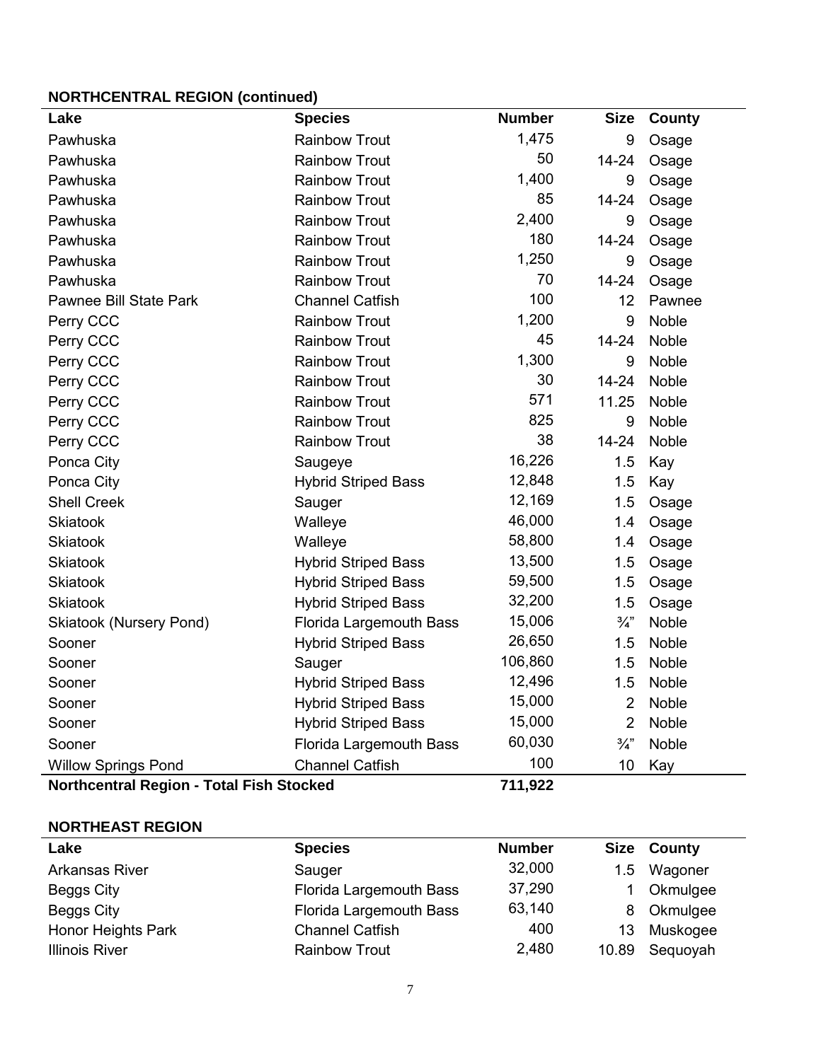### NORTHCENTRAL REGION (continued)

| Lake | Species | Number | Size | County |
|---|---|---|---|---|
| Pawhuska | Rainbow Trout | 1,475 | 9 | Osage |
| Pawhuska | Rainbow Trout | 50 | 14-24 | Osage |
| Pawhuska | Rainbow Trout | 1,400 | 9 | Osage |
| Pawhuska | Rainbow Trout | 85 | 14-24 | Osage |
| Pawhuska | Rainbow Trout | 2,400 | 9 | Osage |
| Pawhuska | Rainbow Trout | 180 | 14-24 | Osage |
| Pawhuska | Rainbow Trout | 1,250 | 9 | Osage |
| Pawhuska | Rainbow Trout | 70 | 14-24 | Osage |
| Pawnee Bill State Park | Channel Catfish | 100 | 12 | Pawnee |
| Perry CCC | Rainbow Trout | 1,200 | 9 | Noble |
| Perry CCC | Rainbow Trout | 45 | 14-24 | Noble |
| Perry CCC | Rainbow Trout | 1,300 | 9 | Noble |
| Perry CCC | Rainbow Trout | 30 | 14-24 | Noble |
| Perry CCC | Rainbow Trout | 571 | 11.25 | Noble |
| Perry CCC | Rainbow Trout | 825 | 9 | Noble |
| Perry CCC | Rainbow Trout | 38 | 14-24 | Noble |
| Ponca City | Saugeye | 16,226 | 1.5 | Kay |
| Ponca City | Hybrid Striped Bass | 12,848 | 1.5 | Kay |
| Shell Creek | Sauger | 12,169 | 1.5 | Osage |
| Skiatook | Walleye | 46,000 | 1.4 | Osage |
| Skiatook | Walleye | 58,800 | 1.4 | Osage |
| Skiatook | Hybrid Striped Bass | 13,500 | 1.5 | Osage |
| Skiatook | Hybrid Striped Bass | 59,500 | 1.5 | Osage |
| Skiatook | Hybrid Striped Bass | 32,200 | 1.5 | Osage |
| Skiatook (Nursery Pond) | Florida Largemouth Bass | 15,006 | ¾" | Noble |
| Sooner | Hybrid Striped Bass | 26,650 | 1.5 | Noble |
| Sooner | Sauger | 106,860 | 1.5 | Noble |
| Sooner | Hybrid Striped Bass | 12,496 | 1.5 | Noble |
| Sooner | Hybrid Striped Bass | 15,000 | 2 | Noble |
| Sooner | Hybrid Striped Bass | 15,000 | 2 | Noble |
| Sooner | Florida Largemouth Bass | 60,030 | ¾" | Noble |
| Willow Springs Pond | Channel Catfish | 100 | 10 | Kay |
| **Northcentral Region - Total Fish Stocked** | | **711,922** | | |

### NORTHEAST REGION

| Lake | Species | Number | Size | County |
|---|---|---|---|---|
| Arkansas River | Sauger | 32,000 | 1.5 | Wagoner |
| Beggs City | Florida Largemouth Bass | 37,290 | 1 | Okmulgee |
| Beggs City | Florida Largemouth Bass | 63,140 | 8 | Okmulgee |
| Honor Heights Park | Channel Catfish | 400 | 13 | Muskogee |
| Illinois River | Rainbow Trout | 2,480 | 10.89 | Sequoyah |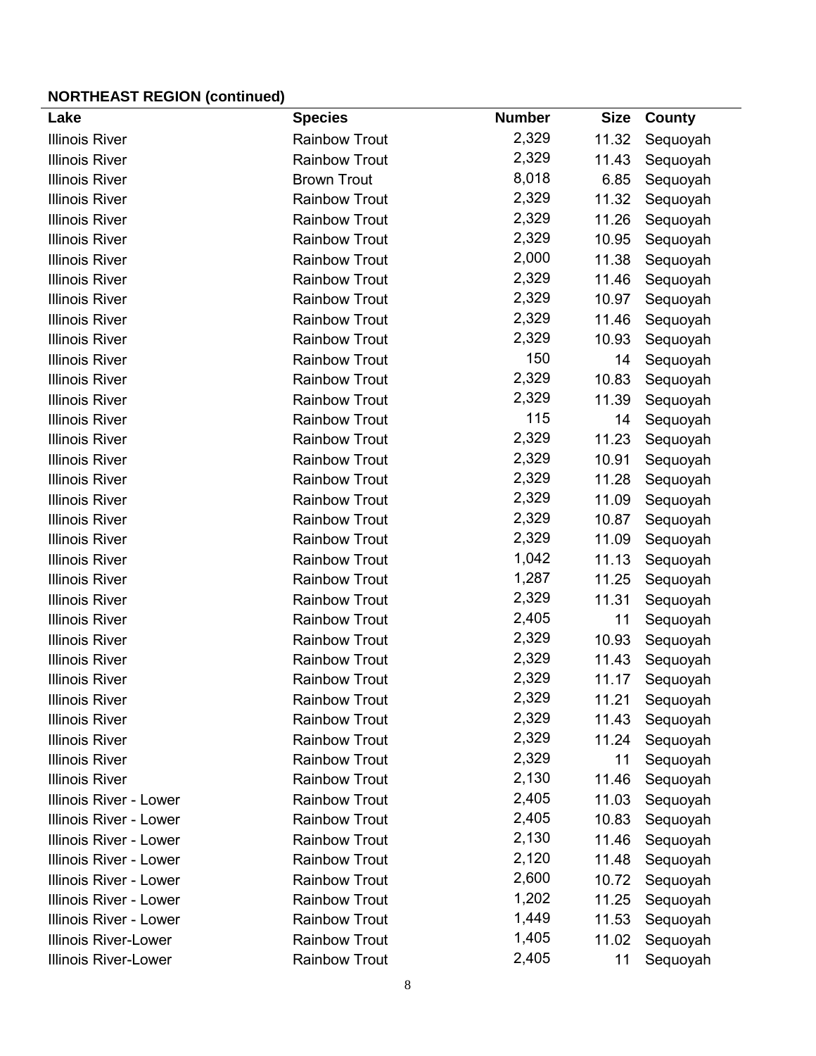**NORTHEAST REGION (continued)**

| Lake | Species | Number | Size | County |
|---|---|---|---|---|
| Illinois River | Rainbow Trout | 2,329 | 11.32 | Sequoyah |
| Illinois River | Rainbow Trout | 2,329 | 11.43 | Sequoyah |
| Illinois River | Brown Trout | 8,018 | 6.85 | Sequoyah |
| Illinois River | Rainbow Trout | 2,329 | 11.32 | Sequoyah |
| Illinois River | Rainbow Trout | 2,329 | 11.26 | Sequoyah |
| Illinois River | Rainbow Trout | 2,329 | 10.95 | Sequoyah |
| Illinois River | Rainbow Trout | 2,000 | 11.38 | Sequoyah |
| Illinois River | Rainbow Trout | 2,329 | 11.46 | Sequoyah |
| Illinois River | Rainbow Trout | 2,329 | 10.97 | Sequoyah |
| Illinois River | Rainbow Trout | 2,329 | 11.46 | Sequoyah |
| Illinois River | Rainbow Trout | 2,329 | 10.93 | Sequoyah |
| Illinois River | Rainbow Trout | 150 | 14 | Sequoyah |
| Illinois River | Rainbow Trout | 2,329 | 10.83 | Sequoyah |
| Illinois River | Rainbow Trout | 2,329 | 11.39 | Sequoyah |
| Illinois River | Rainbow Trout | 115 | 14 | Sequoyah |
| Illinois River | Rainbow Trout | 2,329 | 11.23 | Sequoyah |
| Illinois River | Rainbow Trout | 2,329 | 10.91 | Sequoyah |
| Illinois River | Rainbow Trout | 2,329 | 11.28 | Sequoyah |
| Illinois River | Rainbow Trout | 2,329 | 11.09 | Sequoyah |
| Illinois River | Rainbow Trout | 2,329 | 10.87 | Sequoyah |
| Illinois River | Rainbow Trout | 2,329 | 11.09 | Sequoyah |
| Illinois River | Rainbow Trout | 1,042 | 11.13 | Sequoyah |
| Illinois River | Rainbow Trout | 1,287 | 11.25 | Sequoyah |
| Illinois River | Rainbow Trout | 2,329 | 11.31 | Sequoyah |
| Illinois River | Rainbow Trout | 2,405 | 11 | Sequoyah |
| Illinois River | Rainbow Trout | 2,329 | 10.93 | Sequoyah |
| Illinois River | Rainbow Trout | 2,329 | 11.43 | Sequoyah |
| Illinois River | Rainbow Trout | 2,329 | 11.17 | Sequoyah |
| Illinois River | Rainbow Trout | 2,329 | 11.21 | Sequoyah |
| Illinois River | Rainbow Trout | 2,329 | 11.43 | Sequoyah |
| Illinois River | Rainbow Trout | 2,329 | 11.24 | Sequoyah |
| Illinois River | Rainbow Trout | 2,329 | 11 | Sequoyah |
| Illinois River | Rainbow Trout | 2,130 | 11.46 | Sequoyah |
| Illinois River - Lower | Rainbow Trout | 2,405 | 11.03 | Sequoyah |
| Illinois River - Lower | Rainbow Trout | 2,405 | 10.83 | Sequoyah |
| Illinois River - Lower | Rainbow Trout | 2,130 | 11.46 | Sequoyah |
| Illinois River - Lower | Rainbow Trout | 2,120 | 11.48 | Sequoyah |
| Illinois River - Lower | Rainbow Trout | 2,600 | 10.72 | Sequoyah |
| Illinois River - Lower | Rainbow Trout | 1,202 | 11.25 | Sequoyah |
| Illinois River - Lower | Rainbow Trout | 1,449 | 11.53 | Sequoyah |
| Illinois River-Lower | Rainbow Trout | 1,405 | 11.02 | Sequoyah |
| Illinois River-Lower | Rainbow Trout | 2,405 | 11 | Sequoyah |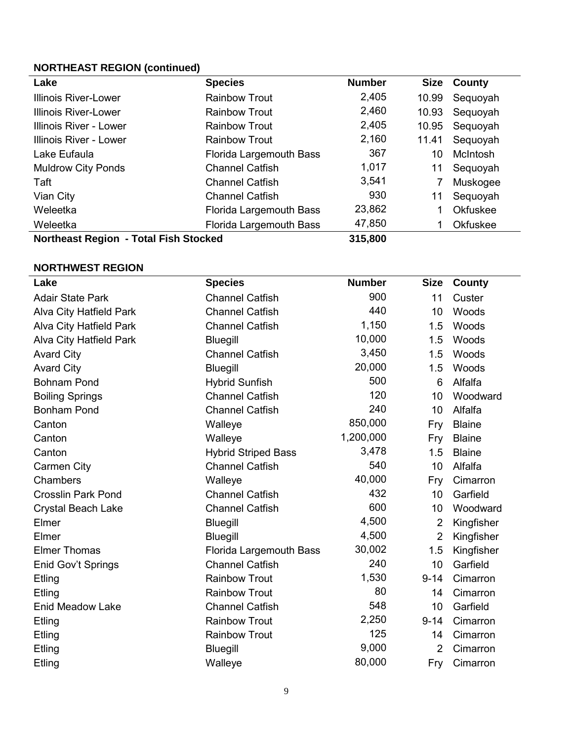**NORTHEAST REGION (continued)**

| Lake | Species | Number | Size | County |
|---|---|---|---|---|
| Illinois River-Lower | Rainbow Trout | 2,405 | 10.99 | Sequoyah |
| Illinois River-Lower | Rainbow Trout | 2,460 | 10.93 | Sequoyah |
| Illinois River - Lower | Rainbow Trout | 2,405 | 10.95 | Sequoyah |
| Illinois River - Lower | Rainbow Trout | 2,160 | 11.41 | Sequoyah |
| Lake Eufaula | Florida Largemouth Bass | 367 | 10 | McIntosh |
| Muldrow City Ponds | Channel Catfish | 1,017 | 11 | Sequoyah |
| Taft | Channel Catfish | 3,541 | 7 | Muskogee |
| Vian City | Channel Catfish | 930 | 11 | Sequoyah |
| Weleetka | Florida Largemouth Bass | 23,862 | 1 | Okfuskee |
| Weleetka | Florida Largemouth Bass | 47,850 | 1 | Okfuskee |
| **Northeast Region - Total Fish Stocked** | | **315,800** | | |

**NORTHWEST REGION**

| Lake | Species | Number | Size | County |
|---|---|---|---|---|
| Adair State Park | Channel Catfish | 900 | 11 | Custer |
| Alva City Hatfield Park | Channel Catfish | 440 | 10 | Woods |
| Alva City Hatfield Park | Channel Catfish | 1,150 | 1.5 | Woods |
| Alva City Hatfield Park | Bluegill | 10,000 | 1.5 | Woods |
| Avard City | Channel Catfish | 3,450 | 1.5 | Woods |
| Avard City | Bluegill | 20,000 | 1.5 | Woods |
| Bohnam Pond | Hybrid Sunfish | 500 | 6 | Alfalfa |
| Boiling Springs | Channel Catfish | 120 | 10 | Woodward |
| Bonham Pond | Channel Catfish | 240 | 10 | Alfalfa |
| Canton | Walleye | 850,000 | Fry | Blaine |
| Canton | Walleye | 1,200,000 | Fry | Blaine |
| Canton | Hybrid Striped Bass | 3,478 | 1.5 | Blaine |
| Carmen City | Channel Catfish | 540 | 10 | Alfalfa |
| Chambers | Walleye | 40,000 | Fry | Cimarron |
| Crosslin Park Pond | Channel Catfish | 432 | 10 | Garfield |
| Crystal Beach Lake | Channel Catfish | 600 | 10 | Woodward |
| Elmer | Bluegill | 4,500 | 2 | Kingfisher |
| Elmer | Bluegill | 4,500 | 2 | Kingfisher |
| Elmer Thomas | Florida Largemouth Bass | 30,002 | 1.5 | Kingfisher |
| Enid Gov't Springs | Channel Catfish | 240 | 10 | Garfield |
| Etling | Rainbow Trout | 1,530 | 9-14 | Cimarron |
| Etling | Rainbow Trout | 80 | 14 | Cimarron |
| Enid Meadow Lake | Channel Catfish | 548 | 10 | Garfield |
| Etling | Rainbow Trout | 2,250 | 9-14 | Cimarron |
| Etling | Rainbow Trout | 125 | 14 | Cimarron |
| Etling | Bluegill | 9,000 | 2 | Cimarron |
| Etling | Walleye | 80,000 | Fry | Cimarron |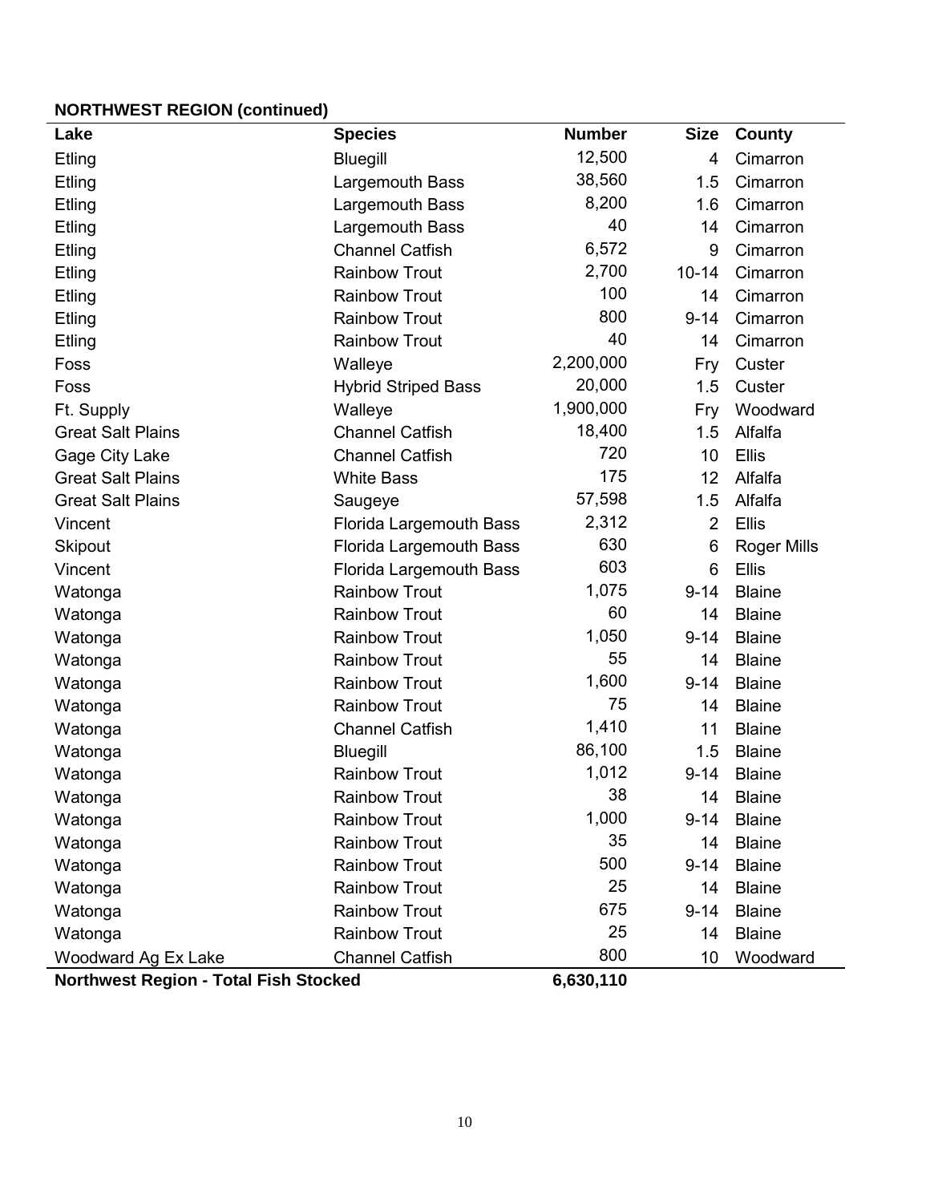**NORTHWEST REGION (continued)**

| Lake | Species | Number | Size | County |
|---|---|---|---|---|
| Etling | Bluegill | 12,500 | 4 | Cimarron |
| Etling | Largemouth Bass | 38,560 | 1.5 | Cimarron |
| Etling | Largemouth Bass | 8,200 | 1.6 | Cimarron |
| Etling | Largemouth Bass | 40 | 14 | Cimarron |
| Etling | Channel Catfish | 6,572 | 9 | Cimarron |
| Etling | Rainbow Trout | 2,700 | 10-14 | Cimarron |
| Etling | Rainbow Trout | 100 | 14 | Cimarron |
| Etling | Rainbow Trout | 800 | 9-14 | Cimarron |
| Etling | Rainbow Trout | 40 | 14 | Cimarron |
| Foss | Walleye | 2,200,000 | Fry | Custer |
| Foss | Hybrid Striped Bass | 20,000 | 1.5 | Custer |
| Ft. Supply | Walleye | 1,900,000 | Fry | Woodward |
| Great Salt Plains | Channel Catfish | 18,400 | 1.5 | Alfalfa |
| Gage City Lake | Channel Catfish | 720 | 10 | Ellis |
| Great Salt Plains | White Bass | 175 | 12 | Alfalfa |
| Great Salt Plains | Saugeye | 57,598 | 1.5 | Alfalfa |
| Vincent | Florida Largemouth Bass | 2,312 | 2 | Ellis |
| Skipout | Florida Largemouth Bass | 630 | 6 | Roger Mills |
| Vincent | Florida Largemouth Bass | 603 | 6 | Ellis |
| Watonga | Rainbow Trout | 1,075 | 9-14 | Blaine |
| Watonga | Rainbow Trout | 60 | 14 | Blaine |
| Watonga | Rainbow Trout | 1,050 | 9-14 | Blaine |
| Watonga | Rainbow Trout | 55 | 14 | Blaine |
| Watonga | Rainbow Trout | 1,600 | 9-14 | Blaine |
| Watonga | Rainbow Trout | 75 | 14 | Blaine |
| Watonga | Channel Catfish | 1,410 | 11 | Blaine |
| Watonga | Bluegill | 86,100 | 1.5 | Blaine |
| Watonga | Rainbow Trout | 1,012 | 9-14 | Blaine |
| Watonga | Rainbow Trout | 38 | 14 | Blaine |
| Watonga | Rainbow Trout | 1,000 | 9-14 | Blaine |
| Watonga | Rainbow Trout | 35 | 14 | Blaine |
| Watonga | Rainbow Trout | 500 | 9-14 | Blaine |
| Watonga | Rainbow Trout | 25 | 14 | Blaine |
| Watonga | Rainbow Trout | 675 | 9-14 | Blaine |
| Watonga | Rainbow Trout | 25 | 14 | Blaine |
| Woodward Ag Ex Lake | Channel Catfish | 800 | 10 | Woodward |
| **Northwest Region - Total Fish Stocked** | | **6,630,110** | | |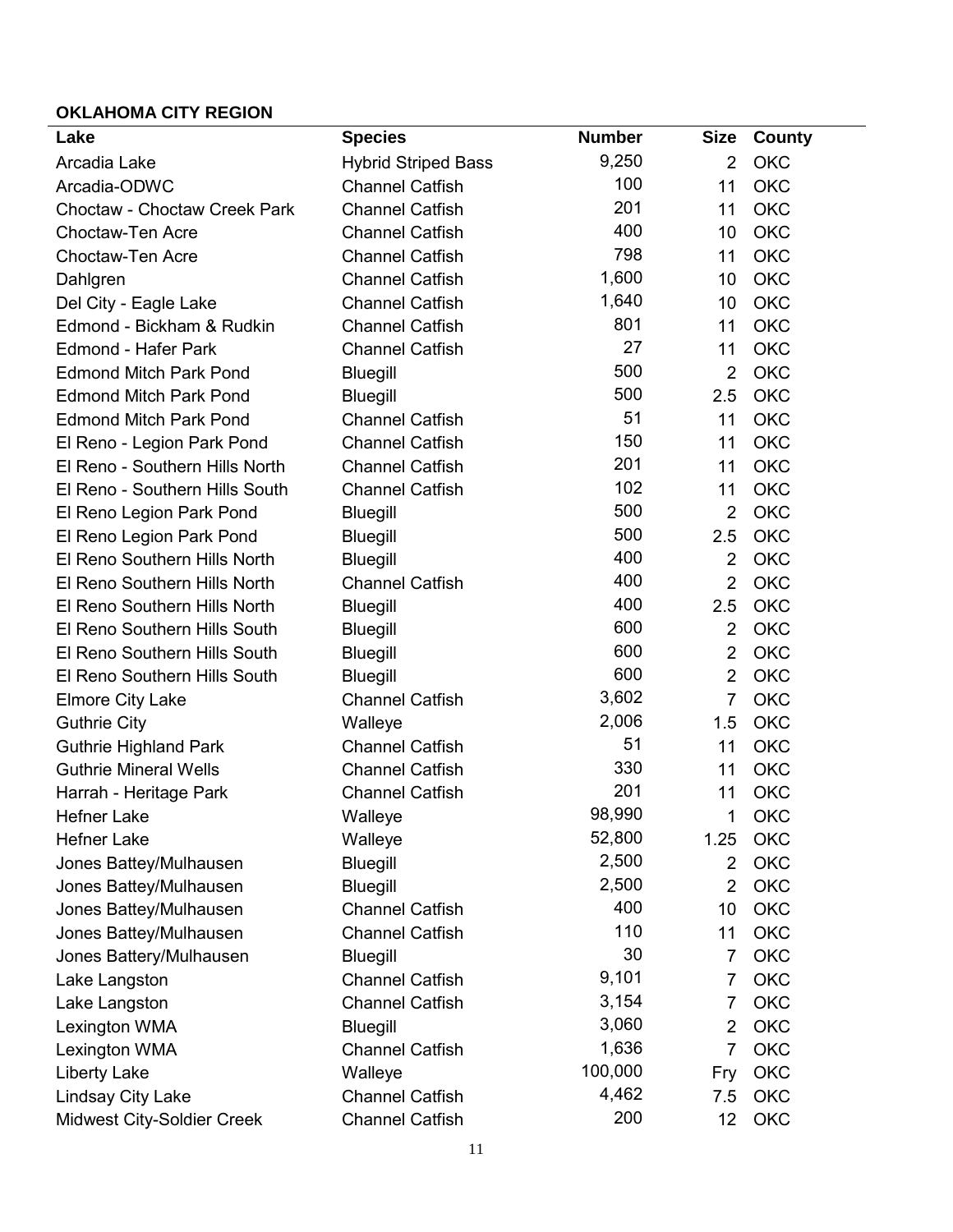**OKLAHOMA CITY REGION**

| Lake | Species | Number | Size | County |
|---|---|---|---|---|
| Arcadia Lake | Hybrid Striped Bass | 9,250 | 2 | OKC |
| Arcadia-ODWC | Channel Catfish | 100 | 11 | OKC |
| Choctaw - Choctaw Creek Park | Channel Catfish | 201 | 11 | OKC |
| Choctaw-Ten Acre | Channel Catfish | 400 | 10 | OKC |
| Choctaw-Ten Acre | Channel Catfish | 798 | 11 | OKC |
| Dahlgren | Channel Catfish | 1,600 | 10 | OKC |
| Del City - Eagle Lake | Channel Catfish | 1,640 | 10 | OKC |
| Edmond - Bickham & Rudkin | Channel Catfish | 801 | 11 | OKC |
| Edmond - Hafer Park | Channel Catfish | 27 | 11 | OKC |
| Edmond Mitch Park Pond | Bluegill | 500 | 2 | OKC |
| Edmond Mitch Park Pond | Bluegill | 500 | 2.5 | OKC |
| Edmond Mitch Park Pond | Channel Catfish | 51 | 11 | OKC |
| El Reno - Legion Park Pond | Channel Catfish | 150 | 11 | OKC |
| El Reno - Southern Hills North | Channel Catfish | 201 | 11 | OKC |
| El Reno - Southern Hills South | Channel Catfish | 102 | 11 | OKC |
| El Reno Legion Park Pond | Bluegill | 500 | 2 | OKC |
| El Reno Legion Park Pond | Bluegill | 500 | 2.5 | OKC |
| El Reno Southern Hills North | Bluegill | 400 | 2 | OKC |
| El Reno Southern Hills North | Channel Catfish | 400 | 2 | OKC |
| El Reno Southern Hills North | Bluegill | 400 | 2.5 | OKC |
| El Reno Southern Hills South | Bluegill | 600 | 2 | OKC |
| El Reno Southern Hills South | Bluegill | 600 | 2 | OKC |
| El Reno Southern Hills South | Bluegill | 600 | 2 | OKC |
| Elmore City Lake | Channel Catfish | 3,602 | 7 | OKC |
| Guthrie City | Walleye | 2,006 | 1.5 | OKC |
| Guthrie Highland Park | Channel Catfish | 51 | 11 | OKC |
| Guthrie Mineral Wells | Channel Catfish | 330 | 11 | OKC |
| Harrah - Heritage Park | Channel Catfish | 201 | 11 | OKC |
| Hefner Lake | Walleye | 98,990 | 1 | OKC |
| Hefner Lake | Walleye | 52,800 | 1.25 | OKC |
| Jones Battey/Mulhausen | Bluegill | 2,500 | 2 | OKC |
| Jones Battey/Mulhausen | Bluegill | 2,500 | 2 | OKC |
| Jones Battey/Mulhausen | Channel Catfish | 400 | 10 | OKC |
| Jones Battey/Mulhausen | Channel Catfish | 110 | 11 | OKC |
| Jones Battery/Mulhausen | Bluegill | 30 | 7 | OKC |
| Lake Langston | Channel Catfish | 9,101 | 7 | OKC |
| Lake Langston | Channel Catfish | 3,154 | 7 | OKC |
| Lexington WMA | Bluegill | 3,060 | 2 | OKC |
| Lexington WMA | Channel Catfish | 1,636 | 7 | OKC |
| Liberty Lake | Walleye | 100,000 | Fry | OKC |
| Lindsay City Lake | Channel Catfish | 4,462 | 7.5 | OKC |
| Midwest City-Soldier Creek | Channel Catfish | 200 | 12 | OKC |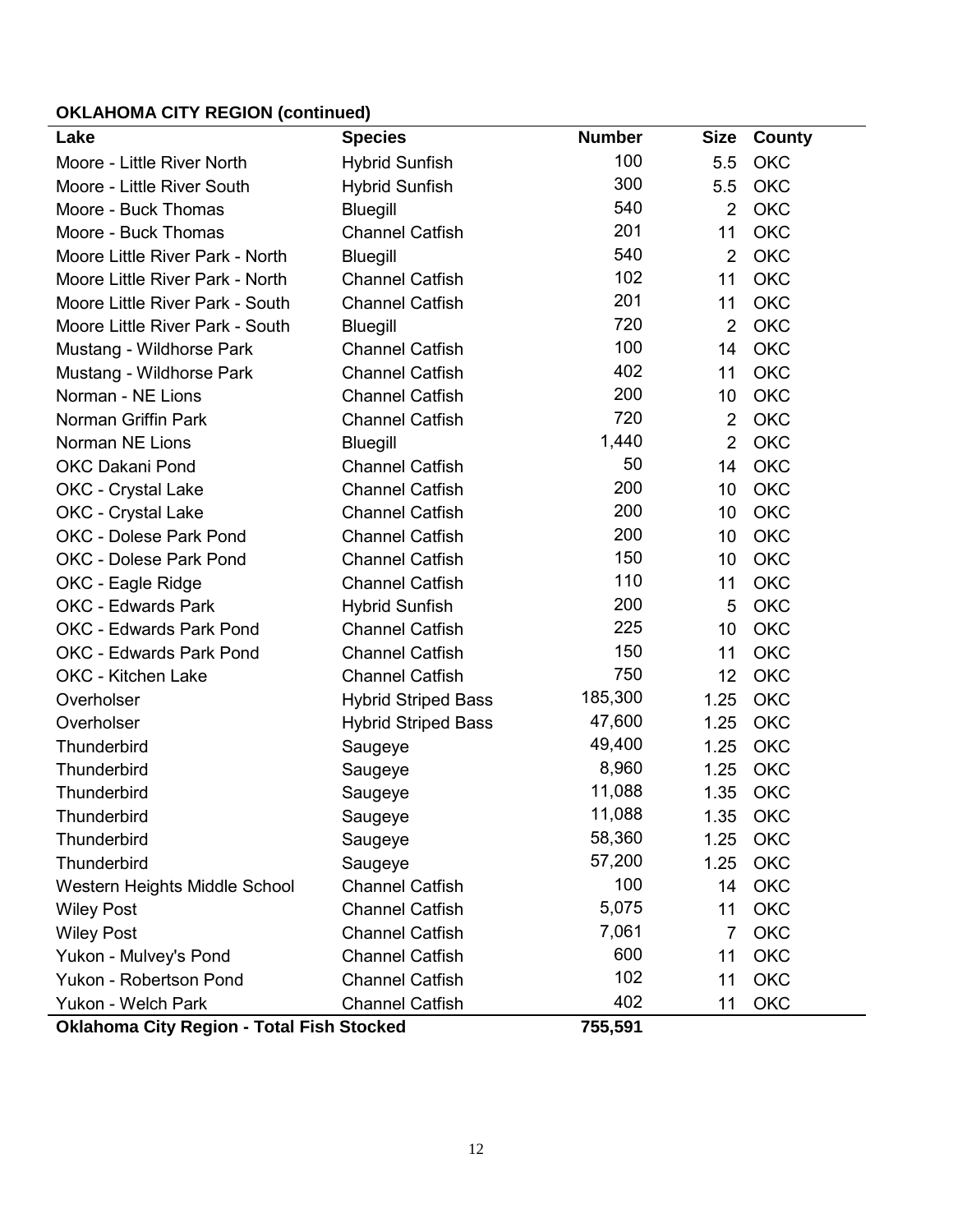**OKLAHOMA CITY REGION (continued)**

| Lake | Species | Number | Size | County |
|---|---|---|---|---|
| Moore - Little River North | Hybrid Sunfish | 100 | 5.5 | OKC |
| Moore - Little River South | Hybrid Sunfish | 300 | 5.5 | OKC |
| Moore - Buck Thomas | Bluegill | 540 | 2 | OKC |
| Moore - Buck Thomas | Channel Catfish | 201 | 11 | OKC |
| Moore Little River Park - North | Bluegill | 540 | 2 | OKC |
| Moore Little River Park - North | Channel Catfish | 102 | 11 | OKC |
| Moore Little River Park - South | Channel Catfish | 201 | 11 | OKC |
| Moore Little River Park - South | Bluegill | 720 | 2 | OKC |
| Mustang - Wildhorse Park | Channel Catfish | 100 | 14 | OKC |
| Mustang - Wildhorse Park | Channel Catfish | 402 | 11 | OKC |
| Norman - NE Lions | Channel Catfish | 200 | 10 | OKC |
| Norman Griffin Park | Channel Catfish | 720 | 2 | OKC |
| Norman NE Lions | Bluegill | 1,440 | 2 | OKC |
| OKC Dakani Pond | Channel Catfish | 50 | 14 | OKC |
| OKC - Crystal Lake | Channel Catfish | 200 | 10 | OKC |
| OKC - Crystal Lake | Channel Catfish | 200 | 10 | OKC |
| OKC - Dolese Park Pond | Channel Catfish | 200 | 10 | OKC |
| OKC - Dolese Park Pond | Channel Catfish | 150 | 10 | OKC |
| OKC - Eagle Ridge | Channel Catfish | 110 | 11 | OKC |
| OKC - Edwards Park | Hybrid Sunfish | 200 | 5 | OKC |
| OKC - Edwards Park Pond | Channel Catfish | 225 | 10 | OKC |
| OKC - Edwards Park Pond | Channel Catfish | 150 | 11 | OKC |
| OKC - Kitchen Lake | Channel Catfish | 750 | 12 | OKC |
| Overholser | Hybrid Striped Bass | 185,300 | 1.25 | OKC |
| Overholser | Hybrid Striped Bass | 47,600 | 1.25 | OKC |
| Thunderbird | Saugeye | 49,400 | 1.25 | OKC |
| Thunderbird | Saugeye | 8,960 | 1.25 | OKC |
| Thunderbird | Saugeye | 11,088 | 1.35 | OKC |
| Thunderbird | Saugeye | 11,088 | 1.35 | OKC |
| Thunderbird | Saugeye | 58,360 | 1.25 | OKC |
| Thunderbird | Saugeye | 57,200 | 1.25 | OKC |
| Western Heights Middle School | Channel Catfish | 100 | 14 | OKC |
| Wiley Post | Channel Catfish | 5,075 | 11 | OKC |
| Wiley Post | Channel Catfish | 7,061 | 7 | OKC |
| Yukon - Mulvey's Pond | Channel Catfish | 600 | 11 | OKC |
| Yukon - Robertson Pond | Channel Catfish | 102 | 11 | OKC |
| Yukon - Welch Park | Channel Catfish | 402 | 11 | OKC |
| **Oklahoma City Region - Total Fish Stocked** | | **755,591** | | |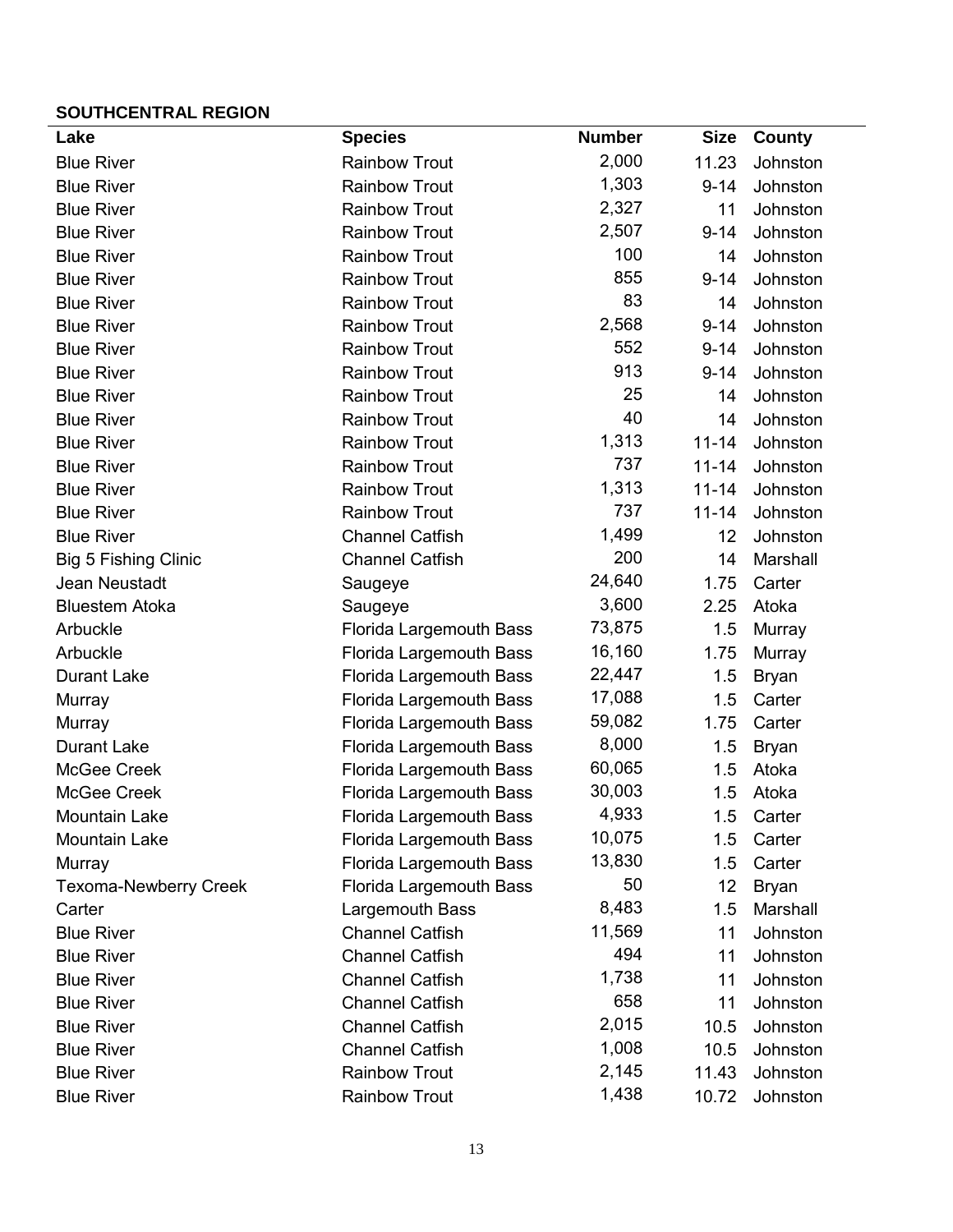**SOUTHCENTRAL REGION**

| Lake | Species | Number | Size | County |
|---|---|---|---|---|
| Blue River | Rainbow Trout | 2,000 | 11.23 | Johnston |
| Blue River | Rainbow Trout | 1,303 | 9-14 | Johnston |
| Blue River | Rainbow Trout | 2,327 | 11 | Johnston |
| Blue River | Rainbow Trout | 2,507 | 9-14 | Johnston |
| Blue River | Rainbow Trout | 100 | 14 | Johnston |
| Blue River | Rainbow Trout | 855 | 9-14 | Johnston |
| Blue River | Rainbow Trout | 83 | 14 | Johnston |
| Blue River | Rainbow Trout | 2,568 | 9-14 | Johnston |
| Blue River | Rainbow Trout | 552 | 9-14 | Johnston |
| Blue River | Rainbow Trout | 913 | 9-14 | Johnston |
| Blue River | Rainbow Trout | 25 | 14 | Johnston |
| Blue River | Rainbow Trout | 40 | 14 | Johnston |
| Blue River | Rainbow Trout | 1,313 | 11-14 | Johnston |
| Blue River | Rainbow Trout | 737 | 11-14 | Johnston |
| Blue River | Rainbow Trout | 1,313 | 11-14 | Johnston |
| Blue River | Rainbow Trout | 737 | 11-14 | Johnston |
| Blue River | Channel Catfish | 1,499 | 12 | Johnston |
| Big 5 Fishing Clinic | Channel Catfish | 200 | 14 | Marshall |
| Jean Neustadt | Saugeye | 24,640 | 1.75 | Carter |
| Bluestem Atoka | Saugeye | 3,600 | 2.25 | Atoka |
| Arbuckle | Florida Largemouth Bass | 73,875 | 1.5 | Murray |
| Arbuckle | Florida Largemouth Bass | 16,160 | 1.75 | Murray |
| Durant Lake | Florida Largemouth Bass | 22,447 | 1.5 | Bryan |
| Murray | Florida Largemouth Bass | 17,088 | 1.5 | Carter |
| Murray | Florida Largemouth Bass | 59,082 | 1.75 | Carter |
| Durant Lake | Florida Largemouth Bass | 8,000 | 1.5 | Bryan |
| McGee Creek | Florida Largemouth Bass | 60,065 | 1.5 | Atoka |
| McGee Creek | Florida Largemouth Bass | 30,003 | 1.5 | Atoka |
| Mountain Lake | Florida Largemouth Bass | 4,933 | 1.5 | Carter |
| Mountain Lake | Florida Largemouth Bass | 10,075 | 1.5 | Carter |
| Murray | Florida Largemouth Bass | 13,830 | 1.5 | Carter |
| Texoma-Newberry Creek | Florida Largemouth Bass | 50 | 12 | Bryan |
| Carter | Largemouth Bass | 8,483 | 1.5 | Marshall |
| Blue River | Channel Catfish | 11,569 | 11 | Johnston |
| Blue River | Channel Catfish | 494 | 11 | Johnston |
| Blue River | Channel Catfish | 1,738 | 11 | Johnston |
| Blue River | Channel Catfish | 658 | 11 | Johnston |
| Blue River | Channel Catfish | 2,015 | 10.5 | Johnston |
| Blue River | Channel Catfish | 1,008 | 10.5 | Johnston |
| Blue River | Rainbow Trout | 2,145 | 11.43 | Johnston |
| Blue River | Rainbow Trout | 1,438 | 10.72 | Johnston |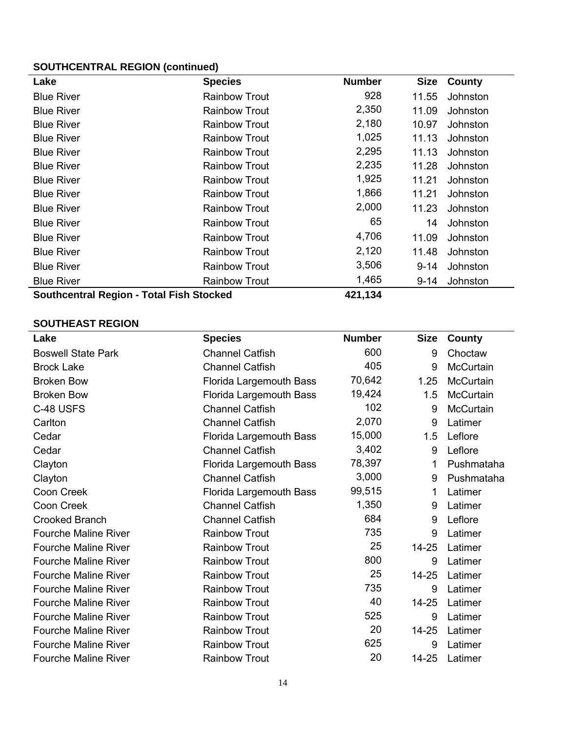**SOUTHCENTRAL REGION (continued)**

| Lake | Species | Number | Size | County |
|---|---|---|---|---|
| Blue River | Rainbow Trout | 928 | 11.55 | Johnston |
| Blue River | Rainbow Trout | 2,350 | 11.09 | Johnston |
| Blue River | Rainbow Trout | 2,180 | 10.97 | Johnston |
| Blue River | Rainbow Trout | 1,025 | 11.13 | Johnston |
| Blue River | Rainbow Trout | 2,295 | 11.13 | Johnston |
| Blue River | Rainbow Trout | 2,235 | 11.28 | Johnston |
| Blue River | Rainbow Trout | 1,925 | 11.21 | Johnston |
| Blue River | Rainbow Trout | 1,866 | 11.21 | Johnston |
| Blue River | Rainbow Trout | 2,000 | 11.23 | Johnston |
| Blue River | Rainbow Trout | 65 | 14 | Johnston |
| Blue River | Rainbow Trout | 4,706 | 11.09 | Johnston |
| Blue River | Rainbow Trout | 2,120 | 11.48 | Johnston |
| Blue River | Rainbow Trout | 3,506 | 9-14 | Johnston |
| Blue River | Rainbow Trout | 1,465 | 9-14 | Johnston |
| **Southcentral Region - Total Fish Stocked** | | **421,134** | | |

**SOUTHEAST REGION**

| Lake | Species | Number | Size | County |
|---|---|---|---|---|
| Boswell State Park | Channel Catfish | 600 | 9 | Choctaw |
| Brock Lake | Channel Catfish | 405 | 9 | McCurtain |
| Broken Bow | Florida Largemouth Bass | 70,642 | 1.25 | McCurtain |
| Broken Bow | Florida Largemouth Bass | 19,424 | 1.5 | McCurtain |
| C-48 USFS | Channel Catfish | 102 | 9 | McCurtain |
| Carlton | Channel Catfish | 2,070 | 9 | Latimer |
| Cedar | Florida Largemouth Bass | 15,000 | 1.5 | Leflore |
| Cedar | Channel Catfish | 3,402 | 9 | Leflore |
| Clayton | Florida Largemouth Bass | 78,397 | 1 | Pushmataha |
| Clayton | Channel Catfish | 3,000 | 9 | Pushmataha |
| Coon Creek | Florida Largemouth Bass | 99,515 | 1 | Latimer |
| Coon Creek | Channel Catfish | 1,350 | 9 | Latimer |
| Crooked Branch | Channel Catfish | 684 | 9 | Leflore |
| Fourche Maline River | Rainbow Trout | 735 | 9 | Latimer |
| Fourche Maline River | Rainbow Trout | 25 | 14-25 | Latimer |
| Fourche Maline River | Rainbow Trout | 800 | 9 | Latimer |
| Fourche Maline River | Rainbow Trout | 25 | 14-25 | Latimer |
| Fourche Maline River | Rainbow Trout | 735 | 9 | Latimer |
| Fourche Maline River | Rainbow Trout | 40 | 14-25 | Latimer |
| Fourche Maline River | Rainbow Trout | 525 | 9 | Latimer |
| Fourche Maline River | Rainbow Trout | 20 | 14-25 | Latimer |
| Fourche Maline River | Rainbow Trout | 625 | 9 | Latimer |
| Fourche Maline River | Rainbow Trout | 20 | 14-25 | Latimer |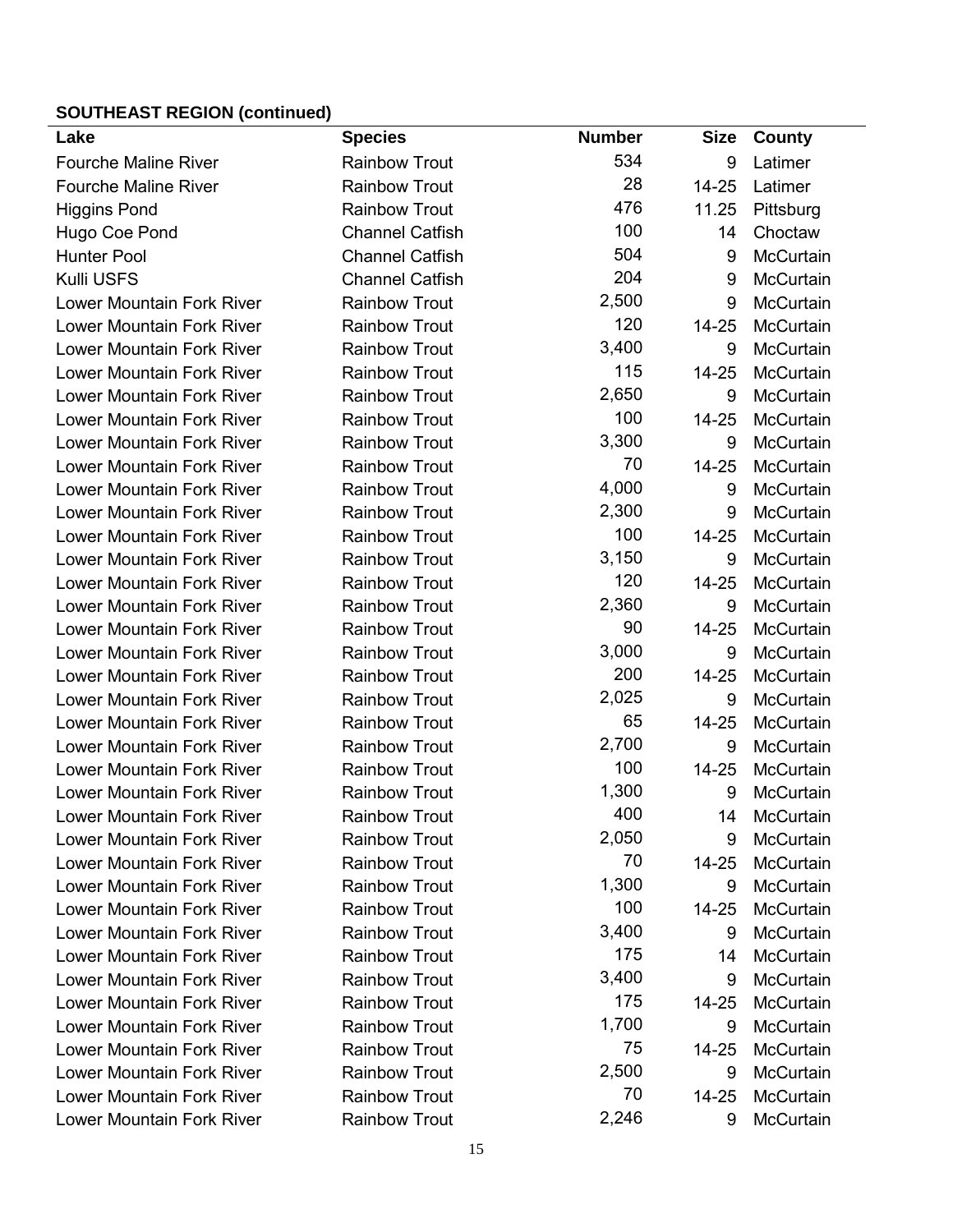**SOUTHEAST REGION (continued)**

| Lake | Species | Number | Size | County |
|---|---|---|---|---|
| Fourche Maline River | Rainbow Trout | 534 | 9 | Latimer |
| Fourche Maline River | Rainbow Trout | 28 | 14-25 | Latimer |
| Higgins Pond | Rainbow Trout | 476 | 11.25 | Pittsburg |
| Hugo Coe Pond | Channel Catfish | 100 | 14 | Choctaw |
| Hunter Pool | Channel Catfish | 504 | 9 | McCurtain |
| Kulli USFS | Channel Catfish | 204 | 9 | McCurtain |
| Lower Mountain Fork River | Rainbow Trout | 2,500 | 9 | McCurtain |
| Lower Mountain Fork River | Rainbow Trout | 120 | 14-25 | McCurtain |
| Lower Mountain Fork River | Rainbow Trout | 3,400 | 9 | McCurtain |
| Lower Mountain Fork River | Rainbow Trout | 115 | 14-25 | McCurtain |
| Lower Mountain Fork River | Rainbow Trout | 2,650 | 9 | McCurtain |
| Lower Mountain Fork River | Rainbow Trout | 100 | 14-25 | McCurtain |
| Lower Mountain Fork River | Rainbow Trout | 3,300 | 9 | McCurtain |
| Lower Mountain Fork River | Rainbow Trout | 70 | 14-25 | McCurtain |
| Lower Mountain Fork River | Rainbow Trout | 4,000 | 9 | McCurtain |
| Lower Mountain Fork River | Rainbow Trout | 2,300 | 9 | McCurtain |
| Lower Mountain Fork River | Rainbow Trout | 100 | 14-25 | McCurtain |
| Lower Mountain Fork River | Rainbow Trout | 3,150 | 9 | McCurtain |
| Lower Mountain Fork River | Rainbow Trout | 120 | 14-25 | McCurtain |
| Lower Mountain Fork River | Rainbow Trout | 2,360 | 9 | McCurtain |
| Lower Mountain Fork River | Rainbow Trout | 90 | 14-25 | McCurtain |
| Lower Mountain Fork River | Rainbow Trout | 3,000 | 9 | McCurtain |
| Lower Mountain Fork River | Rainbow Trout | 200 | 14-25 | McCurtain |
| Lower Mountain Fork River | Rainbow Trout | 2,025 | 9 | McCurtain |
| Lower Mountain Fork River | Rainbow Trout | 65 | 14-25 | McCurtain |
| Lower Mountain Fork River | Rainbow Trout | 2,700 | 9 | McCurtain |
| Lower Mountain Fork River | Rainbow Trout | 100 | 14-25 | McCurtain |
| Lower Mountain Fork River | Rainbow Trout | 1,300 | 9 | McCurtain |
| Lower Mountain Fork River | Rainbow Trout | 400 | 14 | McCurtain |
| Lower Mountain Fork River | Rainbow Trout | 2,050 | 9 | McCurtain |
| Lower Mountain Fork River | Rainbow Trout | 70 | 14-25 | McCurtain |
| Lower Mountain Fork River | Rainbow Trout | 1,300 | 9 | McCurtain |
| Lower Mountain Fork River | Rainbow Trout | 100 | 14-25 | McCurtain |
| Lower Mountain Fork River | Rainbow Trout | 3,400 | 9 | McCurtain |
| Lower Mountain Fork River | Rainbow Trout | 175 | 14 | McCurtain |
| Lower Mountain Fork River | Rainbow Trout | 3,400 | 9 | McCurtain |
| Lower Mountain Fork River | Rainbow Trout | 175 | 14-25 | McCurtain |
| Lower Mountain Fork River | Rainbow Trout | 1,700 | 9 | McCurtain |
| Lower Mountain Fork River | Rainbow Trout | 75 | 14-25 | McCurtain |
| Lower Mountain Fork River | Rainbow Trout | 2,500 | 9 | McCurtain |
| Lower Mountain Fork River | Rainbow Trout | 70 | 14-25 | McCurtain |
| Lower Mountain Fork River | Rainbow Trout | 2,246 | 9 | McCurtain |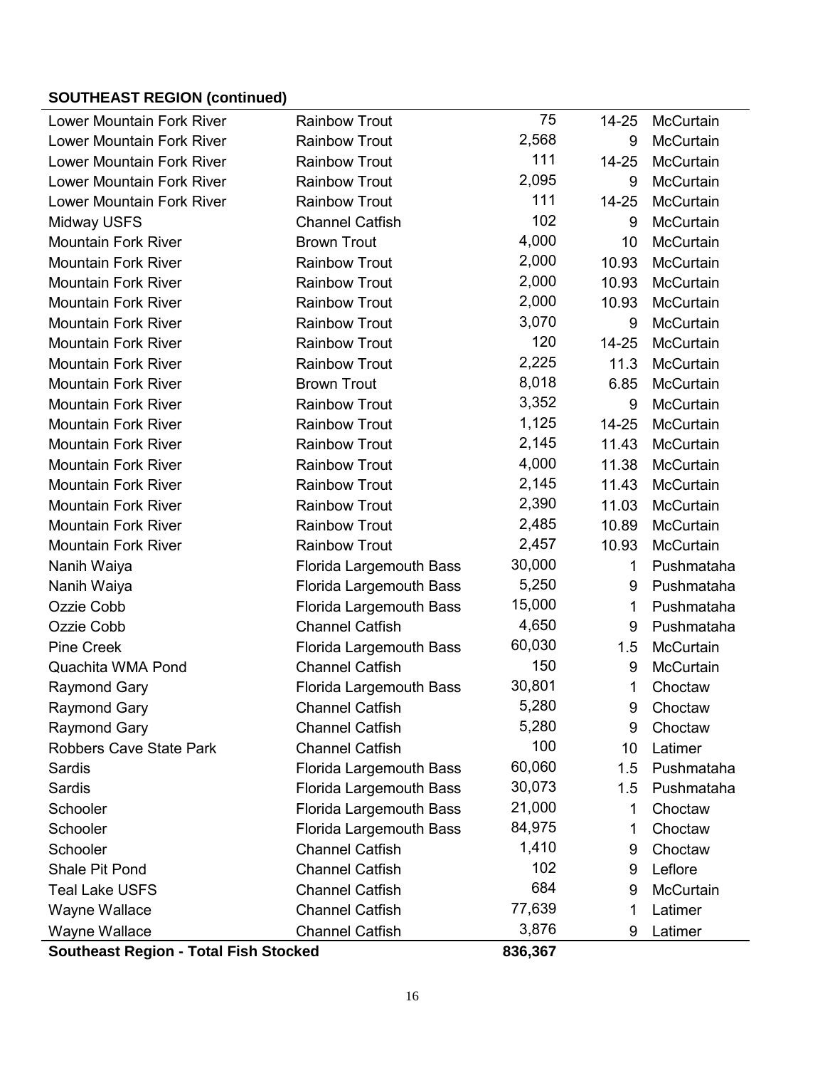**SOUTHEAST REGION (continued)**

| | | | | |
|---|---|---|---|---|
| Lower Mountain Fork River | Rainbow Trout | 75 | 14-25 | McCurtain |
| Lower Mountain Fork River | Rainbow Trout | 2,568 | 9 | McCurtain |
| Lower Mountain Fork River | Rainbow Trout | 111 | 14-25 | McCurtain |
| Lower Mountain Fork River | Rainbow Trout | 2,095 | 9 | McCurtain |
| Lower Mountain Fork River | Rainbow Trout | 111 | 14-25 | McCurtain |
| Midway USFS | Channel Catfish | 102 | 9 | McCurtain |
| Mountain Fork River | Brown Trout | 4,000 | 10 | McCurtain |
| Mountain Fork River | Rainbow Trout | 2,000 | 10.93 | McCurtain |
| Mountain Fork River | Rainbow Trout | 2,000 | 10.93 | McCurtain |
| Mountain Fork River | Rainbow Trout | 2,000 | 10.93 | McCurtain |
| Mountain Fork River | Rainbow Trout | 3,070 | 9 | McCurtain |
| Mountain Fork River | Rainbow Trout | 120 | 14-25 | McCurtain |
| Mountain Fork River | Rainbow Trout | 2,225 | 11.3 | McCurtain |
| Mountain Fork River | Brown Trout | 8,018 | 6.85 | McCurtain |
| Mountain Fork River | Rainbow Trout | 3,352 | 9 | McCurtain |
| Mountain Fork River | Rainbow Trout | 1,125 | 14-25 | McCurtain |
| Mountain Fork River | Rainbow Trout | 2,145 | 11.43 | McCurtain |
| Mountain Fork River | Rainbow Trout | 4,000 | 11.38 | McCurtain |
| Mountain Fork River | Rainbow Trout | 2,145 | 11.43 | McCurtain |
| Mountain Fork River | Rainbow Trout | 2,390 | 11.03 | McCurtain |
| Mountain Fork River | Rainbow Trout | 2,485 | 10.89 | McCurtain |
| Mountain Fork River | Rainbow Trout | 2,457 | 10.93 | McCurtain |
| Nanih Waiya | Florida Largemouth Bass | 30,000 | 1 | Pushmataha |
| Nanih Waiya | Florida Largemouth Bass | 5,250 | 9 | Pushmataha |
| Ozzie Cobb | Florida Largemouth Bass | 15,000 | 1 | Pushmataha |
| Ozzie Cobb | Channel Catfish | 4,650 | 9 | Pushmataha |
| Pine Creek | Florida Largemouth Bass | 60,030 | 1.5 | McCurtain |
| Quachita WMA Pond | Channel Catfish | 150 | 9 | McCurtain |
| Raymond Gary | Florida Largemouth Bass | 30,801 | 1 | Choctaw |
| Raymond Gary | Channel Catfish | 5,280 | 9 | Choctaw |
| Raymond Gary | Channel Catfish | 5,280 | 9 | Choctaw |
| Robbers Cave State Park | Channel Catfish | 100 | 10 | Latimer |
| Sardis | Florida Largemouth Bass | 60,060 | 1.5 | Pushmataha |
| Sardis | Florida Largemouth Bass | 30,073 | 1.5 | Pushmataha |
| Schooler | Florida Largemouth Bass | 21,000 | 1 | Choctaw |
| Schooler | Florida Largemouth Bass | 84,975 | 1 | Choctaw |
| Schooler | Channel Catfish | 1,410 | 9 | Choctaw |
| Shale Pit Pond | Channel Catfish | 102 | 9 | Leflore |
| Teal Lake USFS | Channel Catfish | 684 | 9 | McCurtain |
| Wayne Wallace | Channel Catfish | 77,639 | 1 | Latimer |
| Wayne Wallace | Channel Catfish | 3,876 | 9 | Latimer |
| **Southeast Region - Total Fish Stocked** | | **836,367** | | |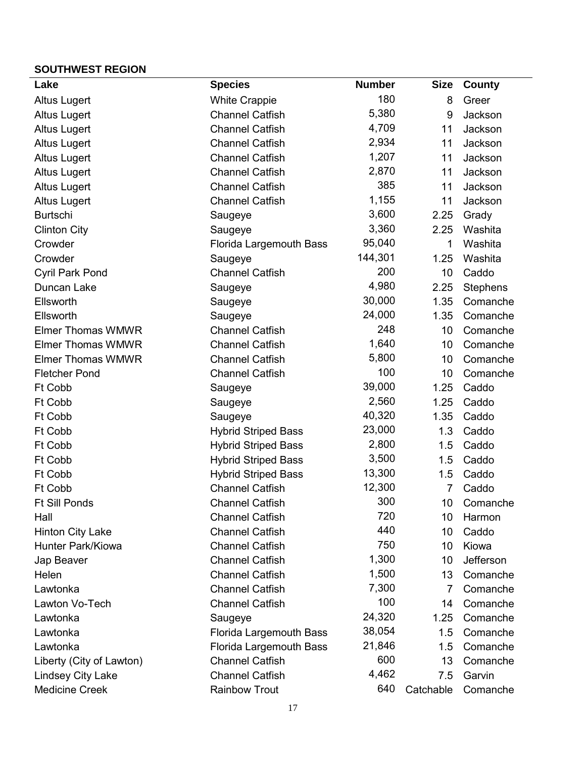**SOUTHWEST REGION**

| Lake | Species | Number | Size | County |
|---|---|---|---|---|
| Altus Lugert | White Crappie | 180 | 8 | Greer |
| Altus Lugert | Channel Catfish | 5,380 | 9 | Jackson |
| Altus Lugert | Channel Catfish | 4,709 | 11 | Jackson |
| Altus Lugert | Channel Catfish | 2,934 | 11 | Jackson |
| Altus Lugert | Channel Catfish | 1,207 | 11 | Jackson |
| Altus Lugert | Channel Catfish | 2,870 | 11 | Jackson |
| Altus Lugert | Channel Catfish | 385 | 11 | Jackson |
| Altus Lugert | Channel Catfish | 1,155 | 11 | Jackson |
| Burtschi | Saugeye | 3,600 | 2.25 | Grady |
| Clinton City | Saugeye | 3,360 | 2.25 | Washita |
| Crowder | Florida Largemouth Bass | 95,040 | 1 | Washita |
| Crowder | Saugeye | 144,301 | 1.25 | Washita |
| Cyril Park Pond | Channel Catfish | 200 | 10 | Caddo |
| Duncan Lake | Saugeye | 4,980 | 2.25 | Stephens |
| Ellsworth | Saugeye | 30,000 | 1.35 | Comanche |
| Ellsworth | Saugeye | 24,000 | 1.35 | Comanche |
| Elmer Thomas WMWR | Channel Catfish | 248 | 10 | Comanche |
| Elmer Thomas WMWR | Channel Catfish | 1,640 | 10 | Comanche |
| Elmer Thomas WMWR | Channel Catfish | 5,800 | 10 | Comanche |
| Fletcher Pond | Channel Catfish | 100 | 10 | Comanche |
| Ft Cobb | Saugeye | 39,000 | 1.25 | Caddo |
| Ft Cobb | Saugeye | 2,560 | 1.25 | Caddo |
| Ft Cobb | Saugeye | 40,320 | 1.35 | Caddo |
| Ft Cobb | Hybrid Striped Bass | 23,000 | 1.3 | Caddo |
| Ft Cobb | Hybrid Striped Bass | 2,800 | 1.5 | Caddo |
| Ft Cobb | Hybrid Striped Bass | 3,500 | 1.5 | Caddo |
| Ft Cobb | Hybrid Striped Bass | 13,300 | 1.5 | Caddo |
| Ft Cobb | Channel Catfish | 12,300 | 7 | Caddo |
| Ft Sill Ponds | Channel Catfish | 300 | 10 | Comanche |
| Hall | Channel Catfish | 720 | 10 | Harmon |
| Hinton City Lake | Channel Catfish | 440 | 10 | Caddo |
| Hunter Park/Kiowa | Channel Catfish | 750 | 10 | Kiowa |
| Jap Beaver | Channel Catfish | 1,300 | 10 | Jefferson |
| Helen | Channel Catfish | 1,500 | 13 | Comanche |
| Lawtonka | Channel Catfish | 7,300 | 7 | Comanche |
| Lawton Vo-Tech | Channel Catfish | 100 | 14 | Comanche |
| Lawtonka | Saugeye | 24,320 | 1.25 | Comanche |
| Lawtonka | Florida Largemouth Bass | 38,054 | 1.5 | Comanche |
| Lawtonka | Florida Largemouth Bass | 21,846 | 1.5 | Comanche |
| Liberty (City of Lawton) | Channel Catfish | 600 | 13 | Comanche |
| Lindsey City Lake | Channel Catfish | 4,462 | 7.5 | Garvin |
| Medicine Creek | Rainbow Trout | 640 | Catchable | Comanche |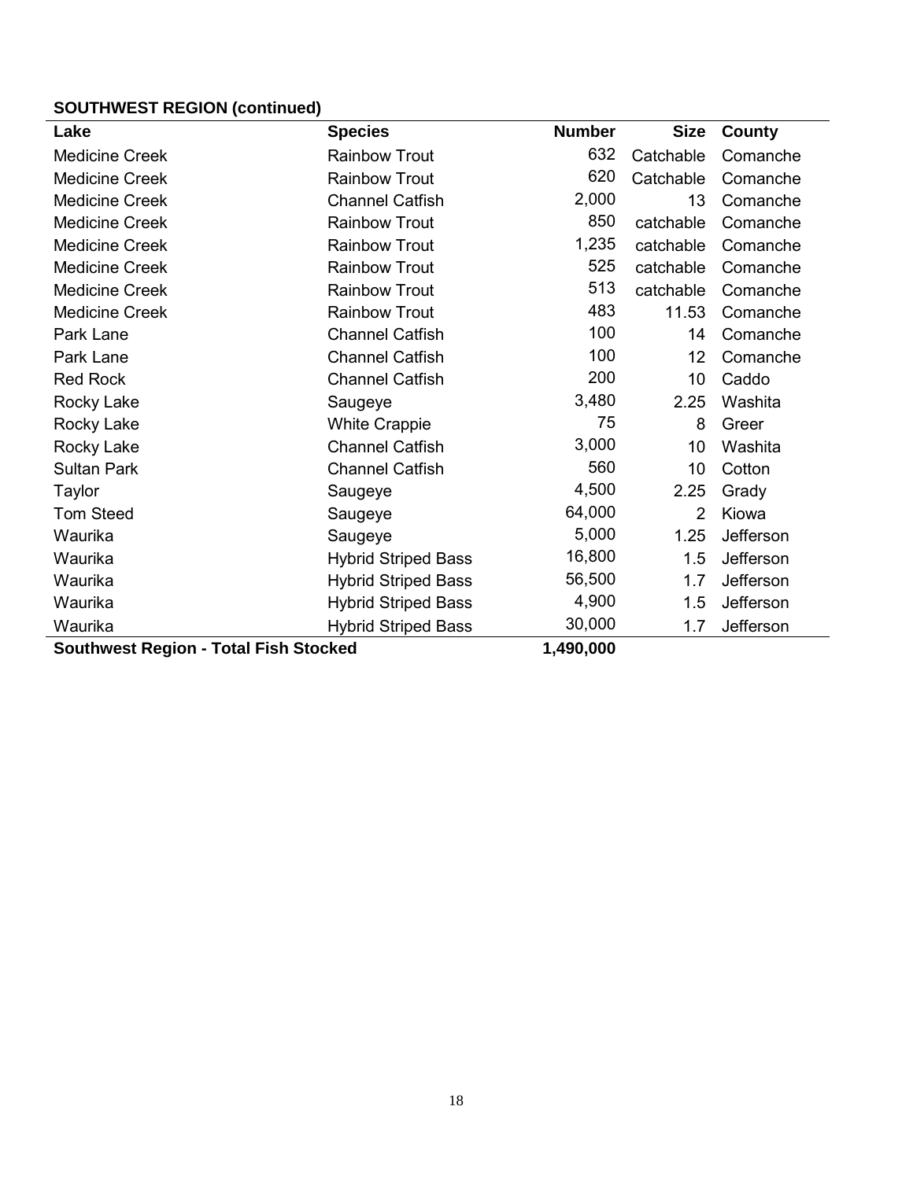**SOUTHWEST REGION (continued)**

| Lake | Species | Number | Size | County |
|---|---|---|---|---|
| Medicine Creek | Rainbow Trout | 632 | Catchable | Comanche |
| Medicine Creek | Rainbow Trout | 620 | Catchable | Comanche |
| Medicine Creek | Channel Catfish | 2,000 | 13 | Comanche |
| Medicine Creek | Rainbow Trout | 850 | catchable | Comanche |
| Medicine Creek | Rainbow Trout | 1,235 | catchable | Comanche |
| Medicine Creek | Rainbow Trout | 525 | catchable | Comanche |
| Medicine Creek | Rainbow Trout | 513 | catchable | Comanche |
| Medicine Creek | Rainbow Trout | 483 | 11.53 | Comanche |
| Park Lane | Channel Catfish | 100 | 14 | Comanche |
| Park Lane | Channel Catfish | 100 | 12 | Comanche |
| Red Rock | Channel Catfish | 200 | 10 | Caddo |
| Rocky Lake | Saugeye | 3,480 | 2.25 | Washita |
| Rocky Lake | White Crappie | 75 | 8 | Greer |
| Rocky Lake | Channel Catfish | 3,000 | 10 | Washita |
| Sultan Park | Channel Catfish | 560 | 10 | Cotton |
| Taylor | Saugeye | 4,500 | 2.25 | Grady |
| Tom Steed | Saugeye | 64,000 | 2 | Kiowa |
| Waurika | Saugeye | 5,000 | 1.25 | Jefferson |
| Waurika | Hybrid Striped Bass | 16,800 | 1.5 | Jefferson |
| Waurika | Hybrid Striped Bass | 56,500 | 1.7 | Jefferson |
| Waurika | Hybrid Striped Bass | 4,900 | 1.5 | Jefferson |
| Waurika | Hybrid Striped Bass | 30,000 | 1.7 | Jefferson |
| **Southwest Region - Total Fish Stocked** | | **1,490,000** | | |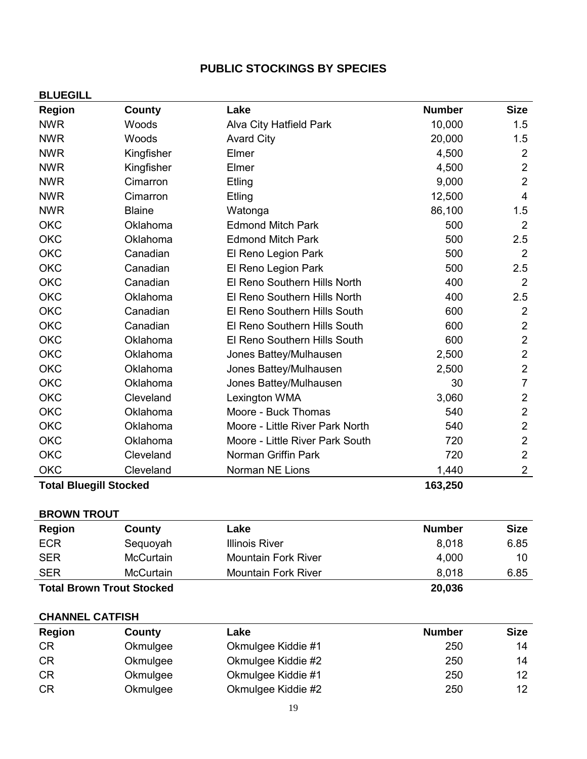# PUBLIC STOCKINGS BY SPECIES

## BLUEGILL

| Region | County | Lake | Number | Size |
|---|---|---|---|---|
| NWR | Woods | Alva City Hatfield Park | 10,000 | 1.5 |
| NWR | Woods | Avard City | 20,000 | 1.5 |
| NWR | Kingfisher | Elmer | 4,500 | 2 |
| NWR | Kingfisher | Elmer | 4,500 | 2 |
| NWR | Cimarron | Etling | 9,000 | 2 |
| NWR | Cimarron | Etling | 12,500 | 4 |
| NWR | Blaine | Watonga | 86,100 | 1.5 |
| OKC | Oklahoma | Edmond Mitch Park | 500 | 2 |
| OKC | Oklahoma | Edmond Mitch Park | 500 | 2.5 |
| OKC | Canadian | El Reno Legion Park | 500 | 2 |
| OKC | Canadian | El Reno Legion Park | 500 | 2.5 |
| OKC | Canadian | El Reno Southern Hills North | 400 | 2 |
| OKC | Oklahoma | El Reno Southern Hills North | 400 | 2.5 |
| OKC | Canadian | El Reno Southern Hills South | 600 | 2 |
| OKC | Canadian | El Reno Southern Hills South | 600 | 2 |
| OKC | Oklahoma | El Reno Southern Hills South | 600 | 2 |
| OKC | Oklahoma | Jones Battey/Mulhausen | 2,500 | 2 |
| OKC | Oklahoma | Jones Battey/Mulhausen | 2,500 | 2 |
| OKC | Oklahoma | Jones Battey/Mulhausen | 30 | 7 |
| OKC | Cleveland | Lexington WMA | 3,060 | 2 |
| OKC | Oklahoma | Moore - Buck Thomas | 540 | 2 |
| OKC | Oklahoma | Moore - Little River Park North | 540 | 2 |
| OKC | Oklahoma | Moore - Little River Park South | 720 | 2 |
| OKC | Cleveland | Norman Griffin Park | 720 | 2 |
| OKC | Cleveland | Norman NE Lions | 1,440 | 2 |
| **Total Bluegill Stocked** | | | **163,250** | |

## BROWN TROUT

| Region | County | Lake | Number | Size |
|---|---|---|---|---|
| ECR | Sequoyah | Illinois River | 8,018 | 6.85 |
| SER | McCurtain | Mountain Fork River | 4,000 | 10 |
| SER | McCurtain | Mountain Fork River | 8,018 | 6.85 |
| **Total Brown Trout Stocked** | | | **20,036** | |

## CHANNEL CATFISH

| Region | County | Lake | Number | Size |
|---|---|---|---|---|
| CR | Okmulgee | Okmulgee Kiddie #1 | 250 | 14 |
| CR | Okmulgee | Okmulgee Kiddie #2 | 250 | 14 |
| CR | Okmulgee | Okmulgee Kiddie #1 | 250 | 12 |
| CR | Okmulgee | Okmulgee Kiddie #2 | 250 | 12 |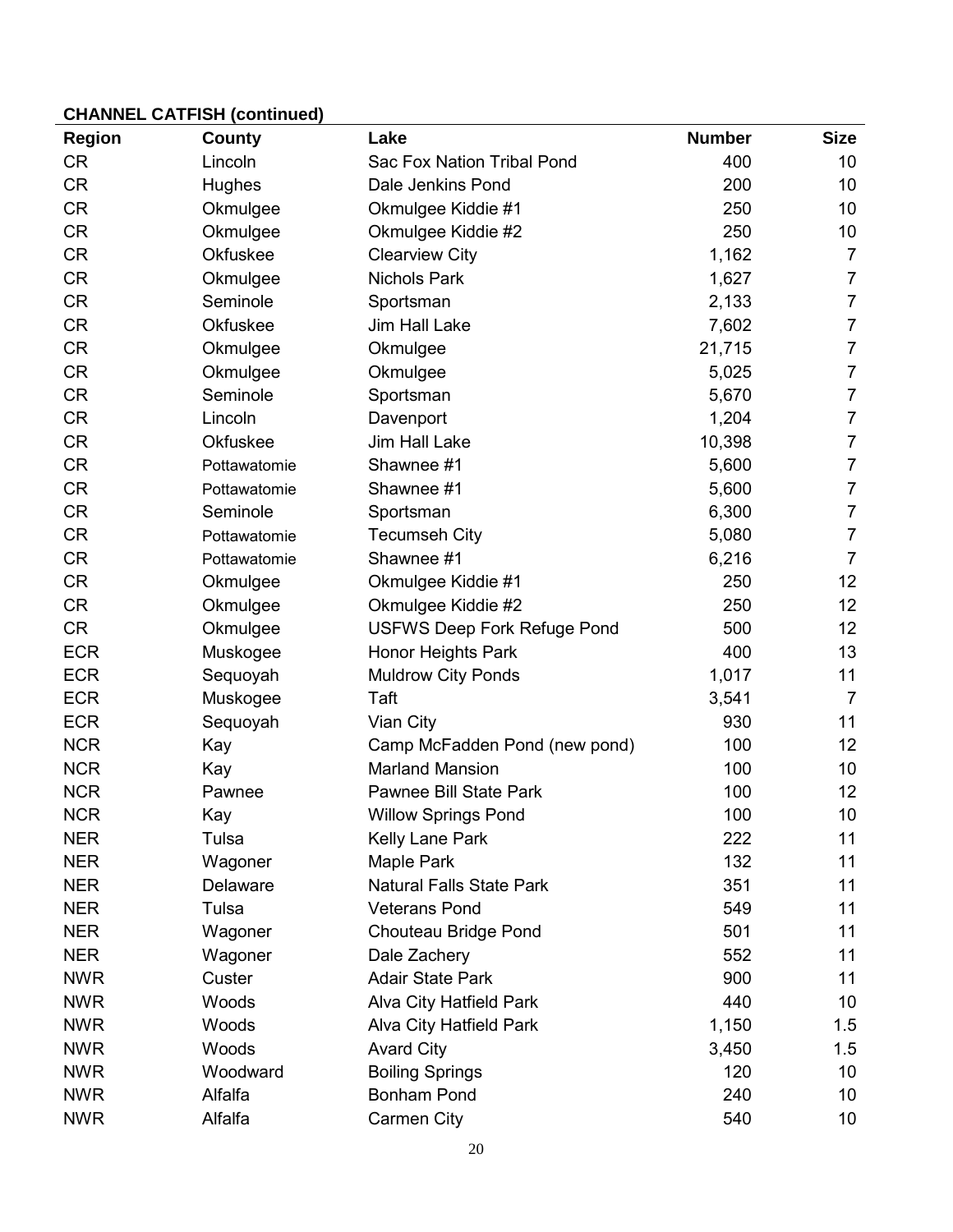**CHANNEL CATFISH (continued)**

| Region | County | Lake | Number | Size |
|---|---|---|---|---|
| CR | Lincoln | Sac Fox Nation Tribal Pond | 400 | 10 |
| CR | Hughes | Dale Jenkins Pond | 200 | 10 |
| CR | Okmulgee | Okmulgee Kiddie #1 | 250 | 10 |
| CR | Okmulgee | Okmulgee Kiddie #2 | 250 | 10 |
| CR | Okfuskee | Clearview City | 1,162 | 7 |
| CR | Okmulgee | Nichols Park | 1,627 | 7 |
| CR | Seminole | Sportsman | 2,133 | 7 |
| CR | Okfuskee | Jim Hall Lake | 7,602 | 7 |
| CR | Okmulgee | Okmulgee | 21,715 | 7 |
| CR | Okmulgee | Okmulgee | 5,025 | 7 |
| CR | Seminole | Sportsman | 5,670 | 7 |
| CR | Lincoln | Davenport | 1,204 | 7 |
| CR | Okfuskee | Jim Hall Lake | 10,398 | 7 |
| CR | Pottawatomie | Shawnee #1 | 5,600 | 7 |
| CR | Pottawatomie | Shawnee #1 | 5,600 | 7 |
| CR | Seminole | Sportsman | 6,300 | 7 |
| CR | Pottawatomie | Tecumseh City | 5,080 | 7 |
| CR | Pottawatomie | Shawnee #1 | 6,216 | 7 |
| CR | Okmulgee | Okmulgee Kiddie #1 | 250 | 12 |
| CR | Okmulgee | Okmulgee Kiddie #2 | 250 | 12 |
| CR | Okmulgee | USFWS Deep Fork Refuge Pond | 500 | 12 |
| ECR | Muskogee | Honor Heights Park | 400 | 13 |
| ECR | Sequoyah | Muldrow City Ponds | 1,017 | 11 |
| ECR | Muskogee | Taft | 3,541 | 7 |
| ECR | Sequoyah | Vian City | 930 | 11 |
| NCR | Kay | Camp McFadden Pond (new pond) | 100 | 12 |
| NCR | Kay | Marland Mansion | 100 | 10 |
| NCR | Pawnee | Pawnee Bill State Park | 100 | 12 |
| NCR | Kay | Willow Springs Pond | 100 | 10 |
| NER | Tulsa | Kelly Lane Park | 222 | 11 |
| NER | Wagoner | Maple Park | 132 | 11 |
| NER | Delaware | Natural Falls State Park | 351 | 11 |
| NER | Tulsa | Veterans Pond | 549 | 11 |
| NER | Wagoner | Chouteau Bridge Pond | 501 | 11 |
| NER | Wagoner | Dale Zachery | 552 | 11 |
| NWR | Custer | Adair State Park | 900 | 11 |
| NWR | Woods | Alva City Hatfield Park | 440 | 10 |
| NWR | Woods | Alva City Hatfield Park | 1,150 | 1.5 |
| NWR | Woods | Avard City | 3,450 | 1.5 |
| NWR | Woodward | Boiling Springs | 120 | 10 |
| NWR | Alfalfa | Bonham Pond | 240 | 10 |
| NWR | Alfalfa | Carmen City | 540 | 10 |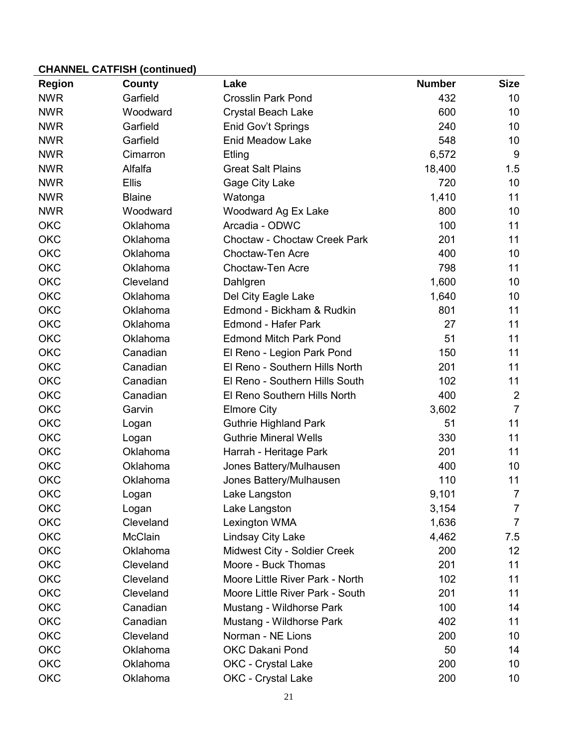**CHANNEL CATFISH (continued)**

| Region | County | Lake | Number | Size |
|---|---|---|---|---|
| NWR | Garfield | Crosslin Park Pond | 432 | 10 |
| NWR | Woodward | Crystal Beach Lake | 600 | 10 |
| NWR | Garfield | Enid Gov't Springs | 240 | 10 |
| NWR | Garfield | Enid Meadow Lake | 548 | 10 |
| NWR | Cimarron | Etling | 6,572 | 9 |
| NWR | Alfalfa | Great Salt Plains | 18,400 | 1.5 |
| NWR | Ellis | Gage City Lake | 720 | 10 |
| NWR | Blaine | Watonga | 1,410 | 11 |
| NWR | Woodward | Woodward Ag Ex Lake | 800 | 10 |
| OKC | Oklahoma | Arcadia - ODWC | 100 | 11 |
| OKC | Oklahoma | Choctaw - Choctaw Creek Park | 201 | 11 |
| OKC | Oklahoma | Choctaw-Ten Acre | 400 | 10 |
| OKC | Oklahoma | Choctaw-Ten Acre | 798 | 11 |
| OKC | Cleveland | Dahlgren | 1,600 | 10 |
| OKC | Oklahoma | Del City Eagle Lake | 1,640 | 10 |
| OKC | Oklahoma | Edmond - Bickham & Rudkin | 801 | 11 |
| OKC | Oklahoma | Edmond - Hafer Park | 27 | 11 |
| OKC | Oklahoma | Edmond Mitch Park Pond | 51 | 11 |
| OKC | Canadian | El Reno - Legion Park Pond | 150 | 11 |
| OKC | Canadian | El Reno - Southern Hills North | 201 | 11 |
| OKC | Canadian | El Reno - Southern Hills South | 102 | 11 |
| OKC | Canadian | El Reno Southern Hills North | 400 | 2 |
| OKC | Garvin | Elmore City | 3,602 | 7 |
| OKC | Logan | Guthrie Highland Park | 51 | 11 |
| OKC | Logan | Guthrie Mineral Wells | 330 | 11 |
| OKC | Oklahoma | Harrah - Heritage Park | 201 | 11 |
| OKC | Oklahoma | Jones Battery/Mulhausen | 400 | 10 |
| OKC | Oklahoma | Jones Battery/Mulhausen | 110 | 11 |
| OKC | Logan | Lake Langston | 9,101 | 7 |
| OKC | Logan | Lake Langston | 3,154 | 7 |
| OKC | Cleveland | Lexington WMA | 1,636 | 7 |
| OKC | McClain | Lindsay City Lake | 4,462 | 7.5 |
| OKC | Oklahoma | Midwest City - Soldier Creek | 200 | 12 |
| OKC | Cleveland | Moore - Buck Thomas | 201 | 11 |
| OKC | Cleveland | Moore Little River Park - North | 102 | 11 |
| OKC | Cleveland | Moore Little River Park - South | 201 | 11 |
| OKC | Canadian | Mustang - Wildhorse Park | 100 | 14 |
| OKC | Canadian | Mustang - Wildhorse Park | 402 | 11 |
| OKC | Cleveland | Norman - NE Lions | 200 | 10 |
| OKC | Oklahoma | OKC Dakani Pond | 50 | 14 |
| OKC | Oklahoma | OKC - Crystal Lake | 200 | 10 |
| OKC | Oklahoma | OKC - Crystal Lake | 200 | 10 |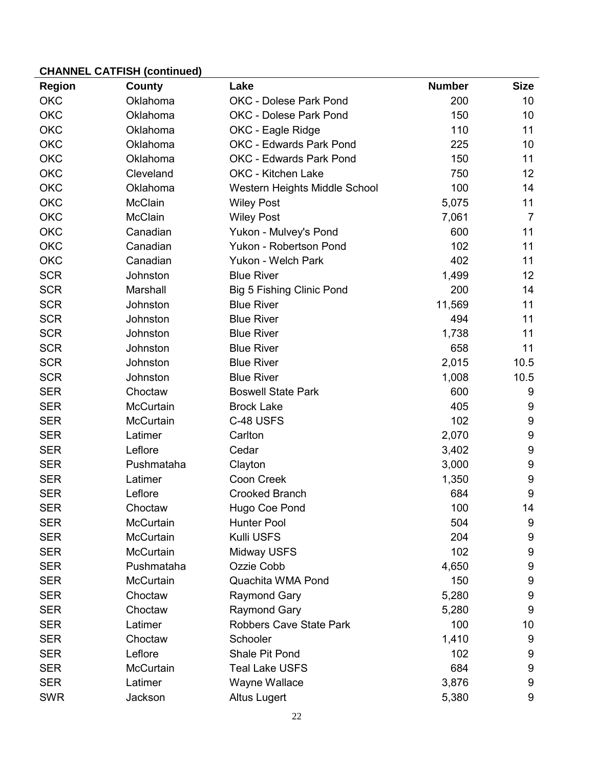**CHANNEL CATFISH (continued)**

| Region | County | Lake | Number | Size |
|---|---|---|---|---|
| OKC | Oklahoma | OKC - Dolese Park Pond | 200 | 10 |
| OKC | Oklahoma | OKC - Dolese Park Pond | 150 | 10 |
| OKC | Oklahoma | OKC - Eagle Ridge | 110 | 11 |
| OKC | Oklahoma | OKC - Edwards Park Pond | 225 | 10 |
| OKC | Oklahoma | OKC - Edwards Park Pond | 150 | 11 |
| OKC | Cleveland | OKC - Kitchen Lake | 750 | 12 |
| OKC | Oklahoma | Western Heights Middle School | 100 | 14 |
| OKC | McClain | Wiley Post | 5,075 | 11 |
| OKC | McClain | Wiley Post | 7,061 | 7 |
| OKC | Canadian | Yukon - Mulvey's Pond | 600 | 11 |
| OKC | Canadian | Yukon - Robertson Pond | 102 | 11 |
| OKC | Canadian | Yukon - Welch Park | 402 | 11 |
| SCR | Johnston | Blue River | 1,499 | 12 |
| SCR | Marshall | Big 5 Fishing Clinic Pond | 200 | 14 |
| SCR | Johnston | Blue River | 11,569 | 11 |
| SCR | Johnston | Blue River | 494 | 11 |
| SCR | Johnston | Blue River | 1,738 | 11 |
| SCR | Johnston | Blue River | 658 | 11 |
| SCR | Johnston | Blue River | 2,015 | 10.5 |
| SCR | Johnston | Blue River | 1,008 | 10.5 |
| SER | Choctaw | Boswell State Park | 600 | 9 |
| SER | McCurtain | Brock Lake | 405 | 9 |
| SER | McCurtain | C-48 USFS | 102 | 9 |
| SER | Latimer | Carlton | 2,070 | 9 |
| SER | Leflore | Cedar | 3,402 | 9 |
| SER | Pushmataha | Clayton | 3,000 | 9 |
| SER | Latimer | Coon Creek | 1,350 | 9 |
| SER | Leflore | Crooked Branch | 684 | 9 |
| SER | Choctaw | Hugo Coe Pond | 100 | 14 |
| SER | McCurtain | Hunter Pool | 504 | 9 |
| SER | McCurtain | Kulli USFS | 204 | 9 |
| SER | McCurtain | Midway USFS | 102 | 9 |
| SER | Pushmataha | Ozzie Cobb | 4,650 | 9 |
| SER | McCurtain | Quachita WMA Pond | 150 | 9 |
| SER | Choctaw | Raymond Gary | 5,280 | 9 |
| SER | Choctaw | Raymond Gary | 5,280 | 9 |
| SER | Latimer | Robbers Cave State Park | 100 | 10 |
| SER | Choctaw | Schooler | 1,410 | 9 |
| SER | Leflore | Shale Pit Pond | 102 | 9 |
| SER | McCurtain | Teal Lake USFS | 684 | 9 |
| SER | Latimer | Wayne Wallace | 3,876 | 9 |
| SWR | Jackson | Altus Lugert | 5,380 | 9 |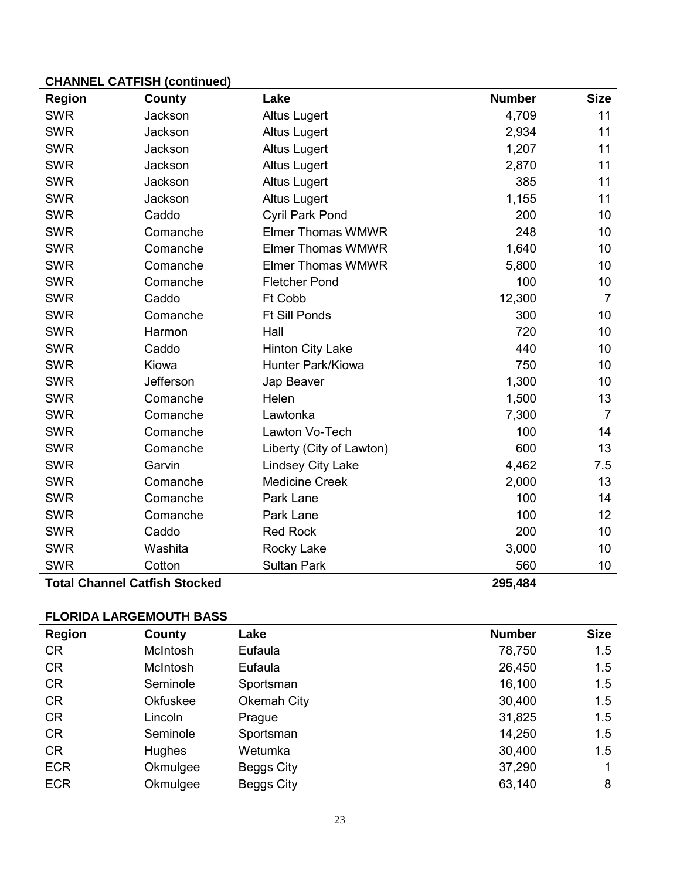**CHANNEL CATFISH (continued)**

| Region | County | Lake | Number | Size |
|---|---|---|---|---|
| SWR | Jackson | Altus Lugert | 4,709 | 11 |
| SWR | Jackson | Altus Lugert | 2,934 | 11 |
| SWR | Jackson | Altus Lugert | 1,207 | 11 |
| SWR | Jackson | Altus Lugert | 2,870 | 11 |
| SWR | Jackson | Altus Lugert | 385 | 11 |
| SWR | Jackson | Altus Lugert | 1,155 | 11 |
| SWR | Caddo | Cyril Park Pond | 200 | 10 |
| SWR | Comanche | Elmer Thomas WMWR | 248 | 10 |
| SWR | Comanche | Elmer Thomas WMWR | 1,640 | 10 |
| SWR | Comanche | Elmer Thomas WMWR | 5,800 | 10 |
| SWR | Comanche | Fletcher Pond | 100 | 10 |
| SWR | Caddo | Ft Cobb | 12,300 | 7 |
| SWR | Comanche | Ft Sill Ponds | 300 | 10 |
| SWR | Harmon | Hall | 720 | 10 |
| SWR | Caddo | Hinton City Lake | 440 | 10 |
| SWR | Kiowa | Hunter Park/Kiowa | 750 | 10 |
| SWR | Jefferson | Jap Beaver | 1,300 | 10 |
| SWR | Comanche | Helen | 1,500 | 13 |
| SWR | Comanche | Lawtonka | 7,300 | 7 |
| SWR | Comanche | Lawton Vo-Tech | 100 | 14 |
| SWR | Comanche | Liberty (City of Lawton) | 600 | 13 |
| SWR | Garvin | Lindsey City Lake | 4,462 | 7.5 |
| SWR | Comanche | Medicine Creek | 2,000 | 13 |
| SWR | Comanche | Park Lane | 100 | 14 |
| SWR | Comanche | Park Lane | 100 | 12 |
| SWR | Caddo | Red Rock | 200 | 10 |
| SWR | Washita | Rocky Lake | 3,000 | 10 |
| SWR | Cotton | Sultan Park | 560 | 10 |
| **Total Channel Catfish Stocked** | | | **295,484** | |

**FLORIDA LARGEMOUTH BASS**

| Region | County | Lake | Number | Size |
|---|---|---|---|---|
| CR | McIntosh | Eufaula | 78,750 | 1.5 |
| CR | McIntosh | Eufaula | 26,450 | 1.5 |
| CR | Seminole | Sportsman | 16,100 | 1.5 |
| CR | Okfuskee | Okemah City | 30,400 | 1.5 |
| CR | Lincoln | Prague | 31,825 | 1.5 |
| CR | Seminole | Sportsman | 14,250 | 1.5 |
| CR | Hughes | Wetumka | 30,400 | 1.5 |
| ECR | Okmulgee | Beggs City | 37,290 | 1 |
| ECR | Okmulgee | Beggs City | 63,140 | 8 |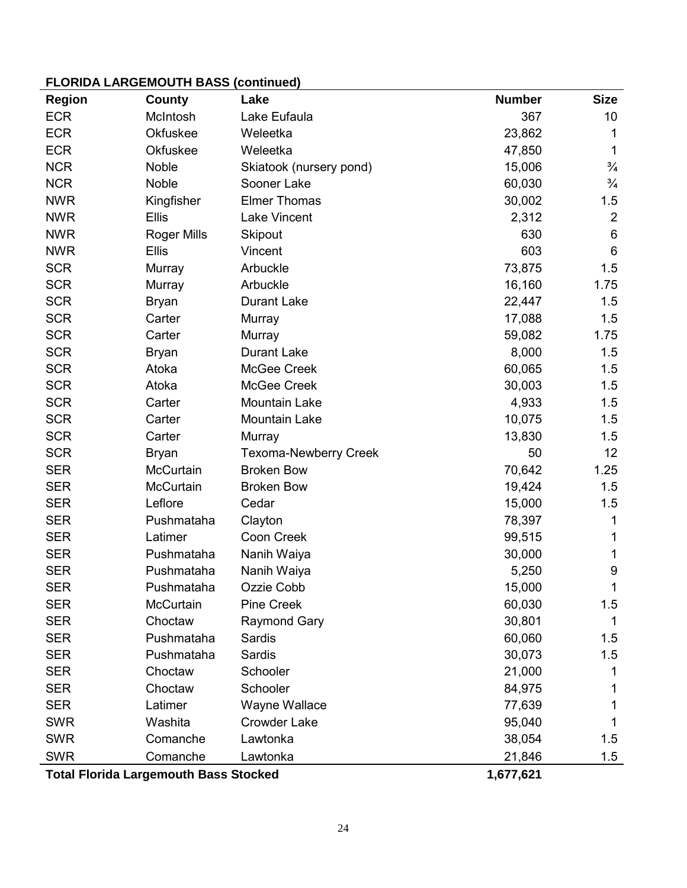**FLORIDA LARGEMOUTH BASS (continued)**

| Region | County | Lake | Number | Size |
|---|---|---|---|---|
| ECR | McIntosh | Lake Eufaula | 367 | 10 |
| ECR | Okfuskee | Weleetka | 23,862 | 1 |
| ECR | Okfuskee | Weleetka | 47,850 | 1 |
| NCR | Noble | Skiatook (nursery pond) | 15,006 | ¾ |
| NCR | Noble | Sooner Lake | 60,030 | ¾ |
| NWR | Kingfisher | Elmer Thomas | 30,002 | 1.5 |
| NWR | Ellis | Lake Vincent | 2,312 | 2 |
| NWR | Roger Mills | Skipout | 630 | 6 |
| NWR | Ellis | Vincent | 603 | 6 |
| SCR | Murray | Arbuckle | 73,875 | 1.5 |
| SCR | Murray | Arbuckle | 16,160 | 1.75 |
| SCR | Bryan | Durant Lake | 22,447 | 1.5 |
| SCR | Carter | Murray | 17,088 | 1.5 |
| SCR | Carter | Murray | 59,082 | 1.75 |
| SCR | Bryan | Durant Lake | 8,000 | 1.5 |
| SCR | Atoka | McGee Creek | 60,065 | 1.5 |
| SCR | Atoka | McGee Creek | 30,003 | 1.5 |
| SCR | Carter | Mountain Lake | 4,933 | 1.5 |
| SCR | Carter | Mountain Lake | 10,075 | 1.5 |
| SCR | Carter | Murray | 13,830 | 1.5 |
| SCR | Bryan | Texoma-Newberry Creek | 50 | 12 |
| SER | McCurtain | Broken Bow | 70,642 | 1.25 |
| SER | McCurtain | Broken Bow | 19,424 | 1.5 |
| SER | Leflore | Cedar | 15,000 | 1.5 |
| SER | Pushmataha | Clayton | 78,397 | 1 |
| SER | Latimer | Coon Creek | 99,515 | 1 |
| SER | Pushmataha | Nanih Waiya | 30,000 | 1 |
| SER | Pushmataha | Nanih Waiya | 5,250 | 9 |
| SER | Pushmataha | Ozzie Cobb | 15,000 | 1 |
| SER | McCurtain | Pine Creek | 60,030 | 1.5 |
| SER | Choctaw | Raymond Gary | 30,801 | 1 |
| SER | Pushmataha | Sardis | 60,060 | 1.5 |
| SER | Pushmataha | Sardis | 30,073 | 1.5 |
| SER | Choctaw | Schooler | 21,000 | 1 |
| SER | Choctaw | Schooler | 84,975 | 1 |
| SER | Latimer | Wayne Wallace | 77,639 | 1 |
| SWR | Washita | Crowder Lake | 95,040 | 1 |
| SWR | Comanche | Lawtonka | 38,054 | 1.5 |
| SWR | Comanche | Lawtonka | 21,846 | 1.5 |
| **Total Florida Largemouth Bass Stocked** | | | **1,677,621** | |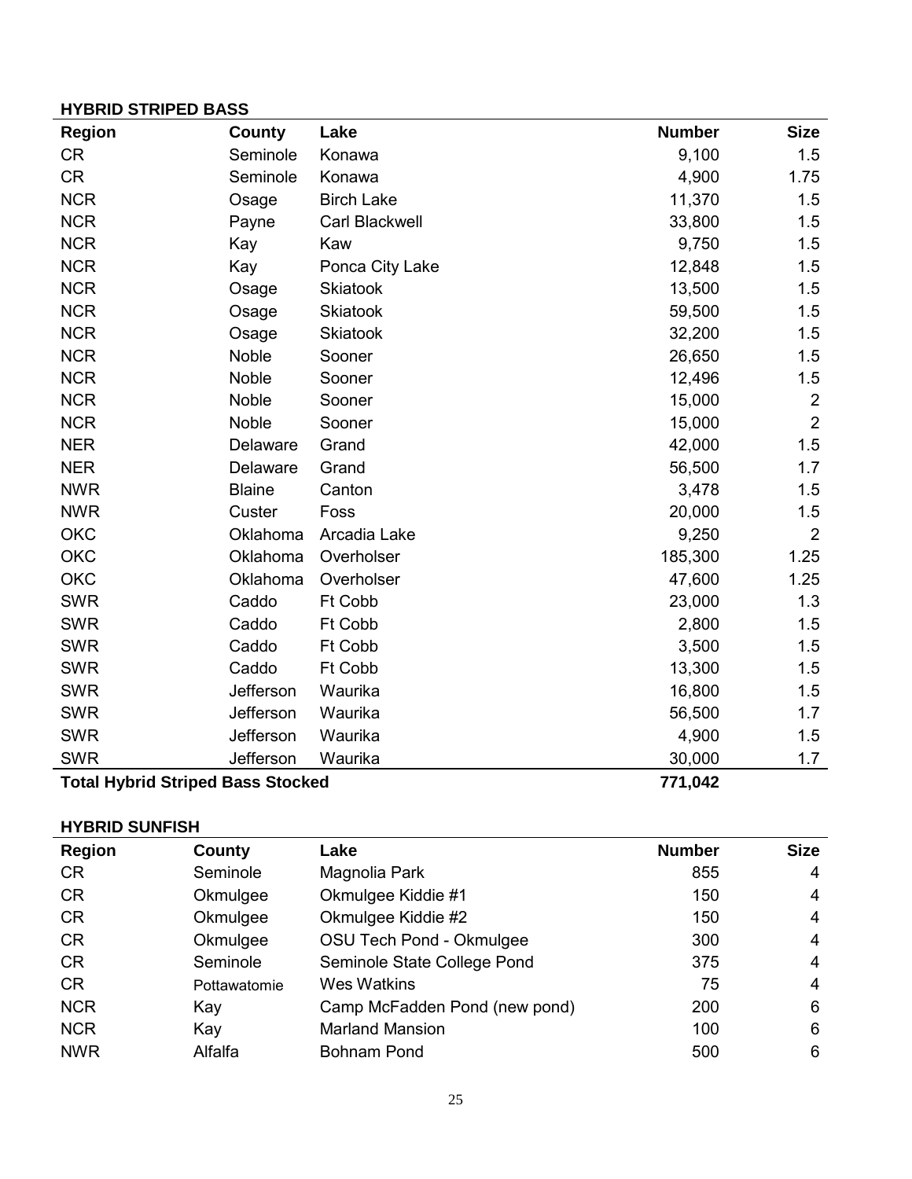### HYBRID STRIPED BASS

| Region | County | Lake | Number | Size |
|---|---|---|---|---|
| CR | Seminole | Konawa | 9,100 | 1.5 |
| CR | Seminole | Konawa | 4,900 | 1.75 |
| NCR | Osage | Birch Lake | 11,370 | 1.5 |
| NCR | Payne | Carl Blackwell | 33,800 | 1.5 |
| NCR | Kay | Kaw | 9,750 | 1.5 |
| NCR | Kay | Ponca City Lake | 12,848 | 1.5 |
| NCR | Osage | Skiatook | 13,500 | 1.5 |
| NCR | Osage | Skiatook | 59,500 | 1.5 |
| NCR | Osage | Skiatook | 32,200 | 1.5 |
| NCR | Noble | Sooner | 26,650 | 1.5 |
| NCR | Noble | Sooner | 12,496 | 1.5 |
| NCR | Noble | Sooner | 15,000 | 2 |
| NCR | Noble | Sooner | 15,000 | 2 |
| NER | Delaware | Grand | 42,000 | 1.5 |
| NER | Delaware | Grand | 56,500 | 1.7 |
| NWR | Blaine | Canton | 3,478 | 1.5 |
| NWR | Custer | Foss | 20,000 | 1.5 |
| OKC | Oklahoma | Arcadia Lake | 9,250 | 2 |
| OKC | Oklahoma | Overholser | 185,300 | 1.25 |
| OKC | Oklahoma | Overholser | 47,600 | 1.25 |
| SWR | Caddo | Ft Cobb | 23,000 | 1.3 |
| SWR | Caddo | Ft Cobb | 2,800 | 1.5 |
| SWR | Caddo | Ft Cobb | 3,500 | 1.5 |
| SWR | Caddo | Ft Cobb | 13,300 | 1.5 |
| SWR | Jefferson | Waurika | 16,800 | 1.5 |
| SWR | Jefferson | Waurika | 56,500 | 1.7 |
| SWR | Jefferson | Waurika | 4,900 | 1.5 |
| SWR | Jefferson | Waurika | 30,000 | 1.7 |
| **Total Hybrid Striped Bass Stocked** | | | **771,042** | |

### HYBRID SUNFISH

| Region | County | Lake | Number | Size |
|---|---|---|---|---|
| CR | Seminole | Magnolia Park | 855 | 4 |
| CR | Okmulgee | Okmulgee Kiddie #1 | 150 | 4 |
| CR | Okmulgee | Okmulgee Kiddie #2 | 150 | 4 |
| CR | Okmulgee | OSU Tech Pond - Okmulgee | 300 | 4 |
| CR | Seminole | Seminole State College Pond | 375 | 4 |
| CR | Pottawatomie | Wes Watkins | 75 | 4 |
| NCR | Kay | Camp McFadden Pond (new pond) | 200 | 6 |
| NCR | Kay | Marland Mansion | 100 | 6 |
| NWR | Alfalfa | Bohnam Pond | 500 | 6 |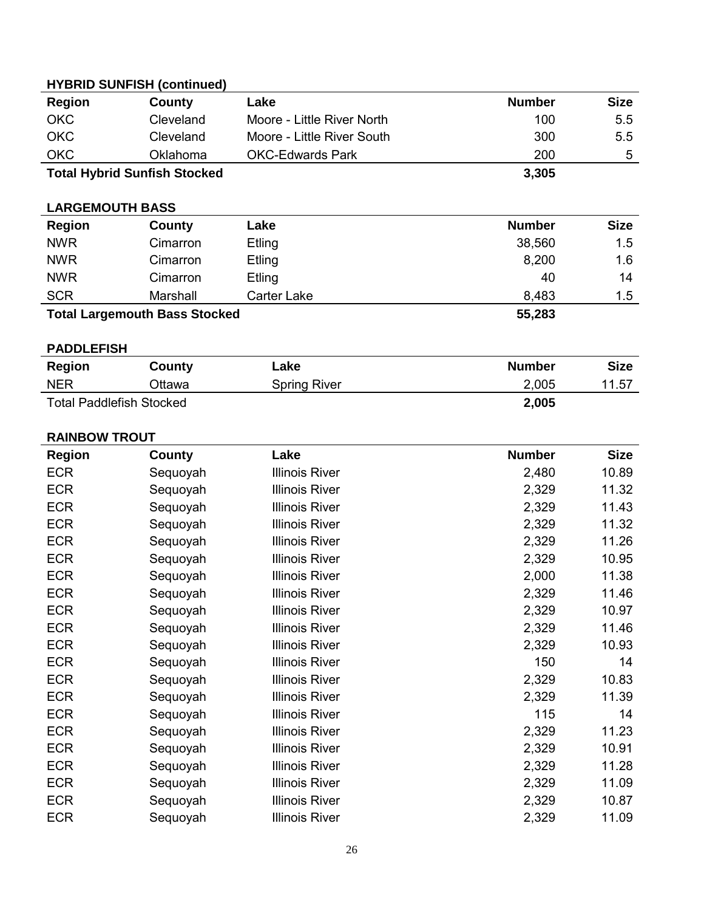**HYBRID SUNFISH (continued)**

| Region | County | Lake | Number | Size |
|---|---|---|---|---|
| OKC | Cleveland | Moore - Little River North | 100 | 5.5 |
| OKC | Cleveland | Moore - Little River South | 300 | 5.5 |
| OKC | Oklahoma | OKC-Edwards Park | 200 | 5 |
| **Total Hybrid Sunfish Stocked** | | | **3,305** | |

**LARGEMOUTH BASS**

| Region | County | Lake | Number | Size |
|---|---|---|---|---|
| NWR | Cimarron | Etling | 38,560 | 1.5 |
| NWR | Cimarron | Etling | 8,200 | 1.6 |
| NWR | Cimarron | Etling | 40 | 14 |
| SCR | Marshall | Carter Lake | 8,483 | 1.5 |
| **Total Largemouth Bass Stocked** | | | **55,283** | |

**PADDLEFISH**

| Region | County | Lake | Number | Size |
|---|---|---|---|---|
| NER | Ottawa | Spring River | 2,005 | 11.57 |
| Total Paddlefish Stocked | | | **2,005** | |

**RAINBOW TROUT**

| Region | County | Lake | Number | Size |
|---|---|---|---|---|
| ECR | Sequoyah | Illinois River | 2,480 | 10.89 |
| ECR | Sequoyah | Illinois River | 2,329 | 11.32 |
| ECR | Sequoyah | Illinois River | 2,329 | 11.43 |
| ECR | Sequoyah | Illinois River | 2,329 | 11.32 |
| ECR | Sequoyah | Illinois River | 2,329 | 11.26 |
| ECR | Sequoyah | Illinois River | 2,329 | 10.95 |
| ECR | Sequoyah | Illinois River | 2,000 | 11.38 |
| ECR | Sequoyah | Illinois River | 2,329 | 11.46 |
| ECR | Sequoyah | Illinois River | 2,329 | 10.97 |
| ECR | Sequoyah | Illinois River | 2,329 | 11.46 |
| ECR | Sequoyah | Illinois River | 2,329 | 10.93 |
| ECR | Sequoyah | Illinois River | 150 | 14 |
| ECR | Sequoyah | Illinois River | 2,329 | 10.83 |
| ECR | Sequoyah | Illinois River | 2,329 | 11.39 |
| ECR | Sequoyah | Illinois River | 115 | 14 |
| ECR | Sequoyah | Illinois River | 2,329 | 11.23 |
| ECR | Sequoyah | Illinois River | 2,329 | 10.91 |
| ECR | Sequoyah | Illinois River | 2,329 | 11.28 |
| ECR | Sequoyah | Illinois River | 2,329 | 11.09 |
| ECR | Sequoyah | Illinois River | 2,329 | 10.87 |
| ECR | Sequoyah | Illinois River | 2,329 | 11.09 |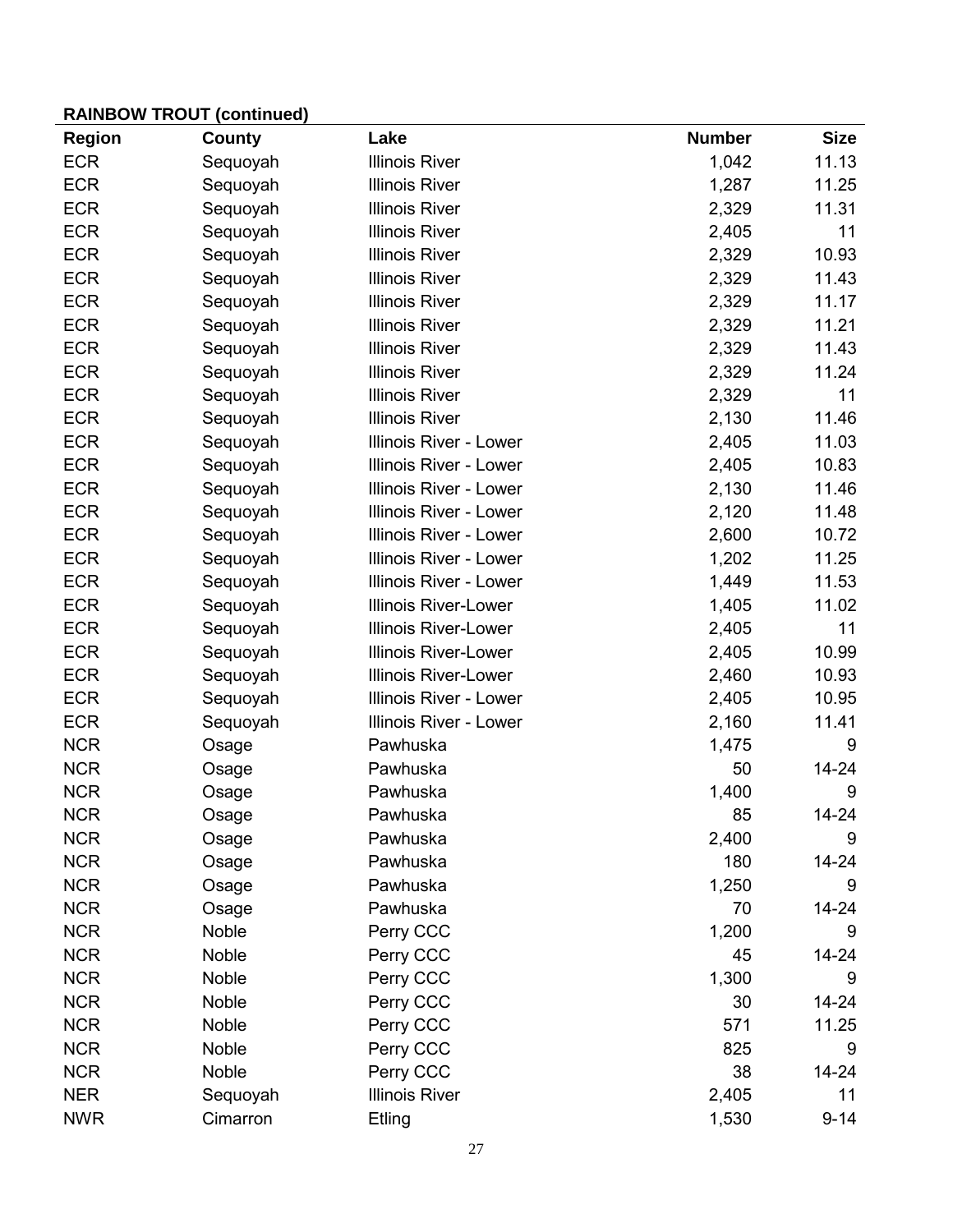**RAINBOW TROUT (continued)**

| Region | County | Lake | Number | Size |
|---|---|---|---|---|
| ECR | Sequoyah | Illinois River | 1,042 | 11.13 |
| ECR | Sequoyah | Illinois River | 1,287 | 11.25 |
| ECR | Sequoyah | Illinois River | 2,329 | 11.31 |
| ECR | Sequoyah | Illinois River | 2,405 | 11 |
| ECR | Sequoyah | Illinois River | 2,329 | 10.93 |
| ECR | Sequoyah | Illinois River | 2,329 | 11.43 |
| ECR | Sequoyah | Illinois River | 2,329 | 11.17 |
| ECR | Sequoyah | Illinois River | 2,329 | 11.21 |
| ECR | Sequoyah | Illinois River | 2,329 | 11.43 |
| ECR | Sequoyah | Illinois River | 2,329 | 11.24 |
| ECR | Sequoyah | Illinois River | 2,329 | 11 |
| ECR | Sequoyah | Illinois River | 2,130 | 11.46 |
| ECR | Sequoyah | Illinois River - Lower | 2,405 | 11.03 |
| ECR | Sequoyah | Illinois River - Lower | 2,405 | 10.83 |
| ECR | Sequoyah | Illinois River - Lower | 2,130 | 11.46 |
| ECR | Sequoyah | Illinois River - Lower | 2,120 | 11.48 |
| ECR | Sequoyah | Illinois River - Lower | 2,600 | 10.72 |
| ECR | Sequoyah | Illinois River - Lower | 1,202 | 11.25 |
| ECR | Sequoyah | Illinois River - Lower | 1,449 | 11.53 |
| ECR | Sequoyah | Illinois River-Lower | 1,405 | 11.02 |
| ECR | Sequoyah | Illinois River-Lower | 2,405 | 11 |
| ECR | Sequoyah | Illinois River-Lower | 2,405 | 10.99 |
| ECR | Sequoyah | Illinois River-Lower | 2,460 | 10.93 |
| ECR | Sequoyah | Illinois River - Lower | 2,405 | 10.95 |
| ECR | Sequoyah | Illinois River - Lower | 2,160 | 11.41 |
| NCR | Osage | Pawhuska | 1,475 | 9 |
| NCR | Osage | Pawhuska | 50 | 14-24 |
| NCR | Osage | Pawhuska | 1,400 | 9 |
| NCR | Osage | Pawhuska | 85 | 14-24 |
| NCR | Osage | Pawhuska | 2,400 | 9 |
| NCR | Osage | Pawhuska | 180 | 14-24 |
| NCR | Osage | Pawhuska | 1,250 | 9 |
| NCR | Osage | Pawhuska | 70 | 14-24 |
| NCR | Noble | Perry CCC | 1,200 | 9 |
| NCR | Noble | Perry CCC | 45 | 14-24 |
| NCR | Noble | Perry CCC | 1,300 | 9 |
| NCR | Noble | Perry CCC | 30 | 14-24 |
| NCR | Noble | Perry CCC | 571 | 11.25 |
| NCR | Noble | Perry CCC | 825 | 9 |
| NCR | Noble | Perry CCC | 38 | 14-24 |
| NER | Sequoyah | Illinois River | 2,405 | 11 |
| NWR | Cimarron | Etling | 1,530 | 9-14 |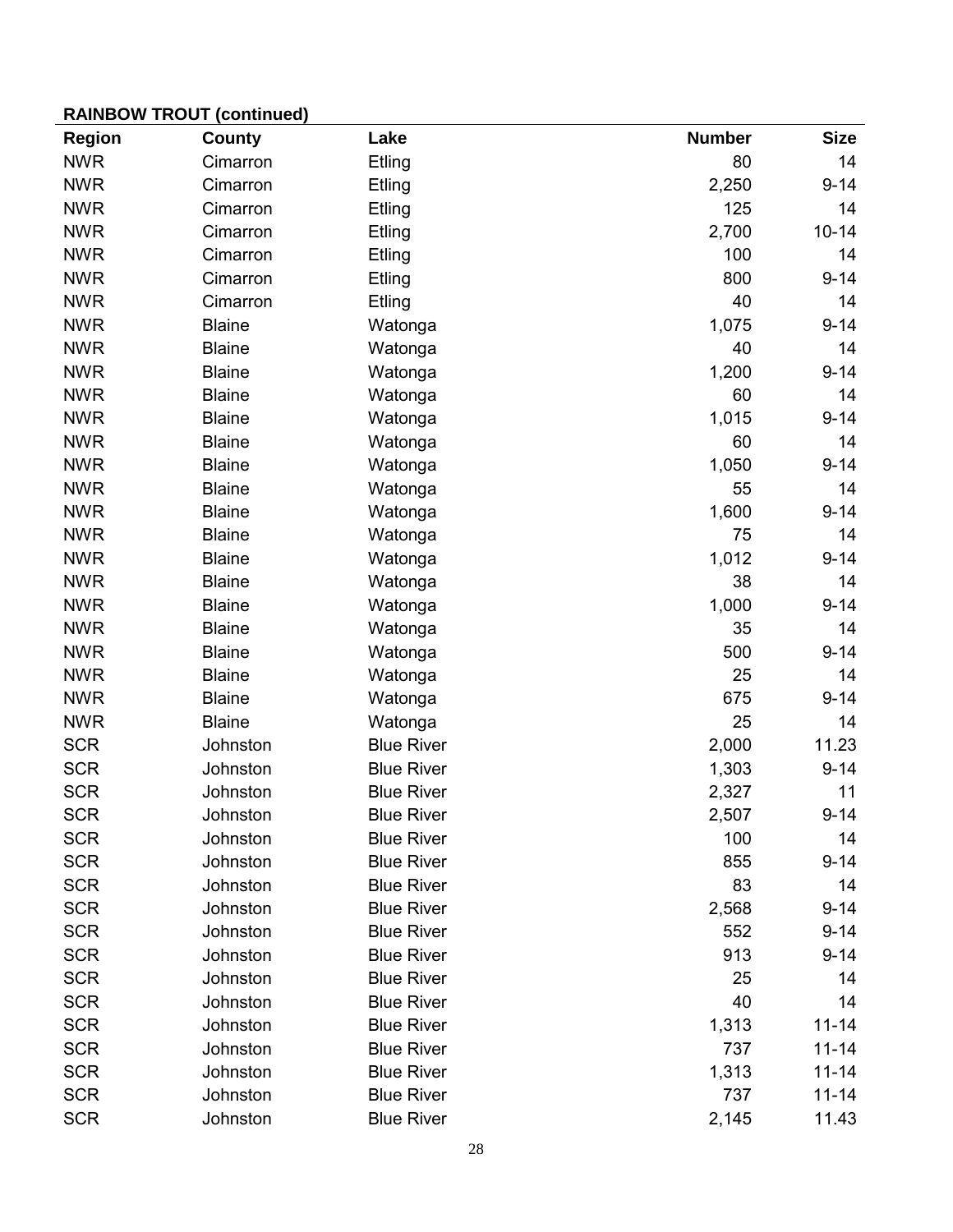**RAINBOW TROUT (continued)**

| Region | County | Lake | Number | Size |
|---|---|---|---|---|
| NWR | Cimarron | Etling | 80 | 14 |
| NWR | Cimarron | Etling | 2,250 | 9-14 |
| NWR | Cimarron | Etling | 125 | 14 |
| NWR | Cimarron | Etling | 2,700 | 10-14 |
| NWR | Cimarron | Etling | 100 | 14 |
| NWR | Cimarron | Etling | 800 | 9-14 |
| NWR | Cimarron | Etling | 40 | 14 |
| NWR | Blaine | Watonga | 1,075 | 9-14 |
| NWR | Blaine | Watonga | 40 | 14 |
| NWR | Blaine | Watonga | 1,200 | 9-14 |
| NWR | Blaine | Watonga | 60 | 14 |
| NWR | Blaine | Watonga | 1,015 | 9-14 |
| NWR | Blaine | Watonga | 60 | 14 |
| NWR | Blaine | Watonga | 1,050 | 9-14 |
| NWR | Blaine | Watonga | 55 | 14 |
| NWR | Blaine | Watonga | 1,600 | 9-14 |
| NWR | Blaine | Watonga | 75 | 14 |
| NWR | Blaine | Watonga | 1,012 | 9-14 |
| NWR | Blaine | Watonga | 38 | 14 |
| NWR | Blaine | Watonga | 1,000 | 9-14 |
| NWR | Blaine | Watonga | 35 | 14 |
| NWR | Blaine | Watonga | 500 | 9-14 |
| NWR | Blaine | Watonga | 25 | 14 |
| NWR | Blaine | Watonga | 675 | 9-14 |
| NWR | Blaine | Watonga | 25 | 14 |
| SCR | Johnston | Blue River | 2,000 | 11.23 |
| SCR | Johnston | Blue River | 1,303 | 9-14 |
| SCR | Johnston | Blue River | 2,327 | 11 |
| SCR | Johnston | Blue River | 2,507 | 9-14 |
| SCR | Johnston | Blue River | 100 | 14 |
| SCR | Johnston | Blue River | 855 | 9-14 |
| SCR | Johnston | Blue River | 83 | 14 |
| SCR | Johnston | Blue River | 2,568 | 9-14 |
| SCR | Johnston | Blue River | 552 | 9-14 |
| SCR | Johnston | Blue River | 913 | 9-14 |
| SCR | Johnston | Blue River | 25 | 14 |
| SCR | Johnston | Blue River | 40 | 14 |
| SCR | Johnston | Blue River | 1,313 | 11-14 |
| SCR | Johnston | Blue River | 737 | 11-14 |
| SCR | Johnston | Blue River | 1,313 | 11-14 |
| SCR | Johnston | Blue River | 737 | 11-14 |
| SCR | Johnston | Blue River | 2,145 | 11.43 |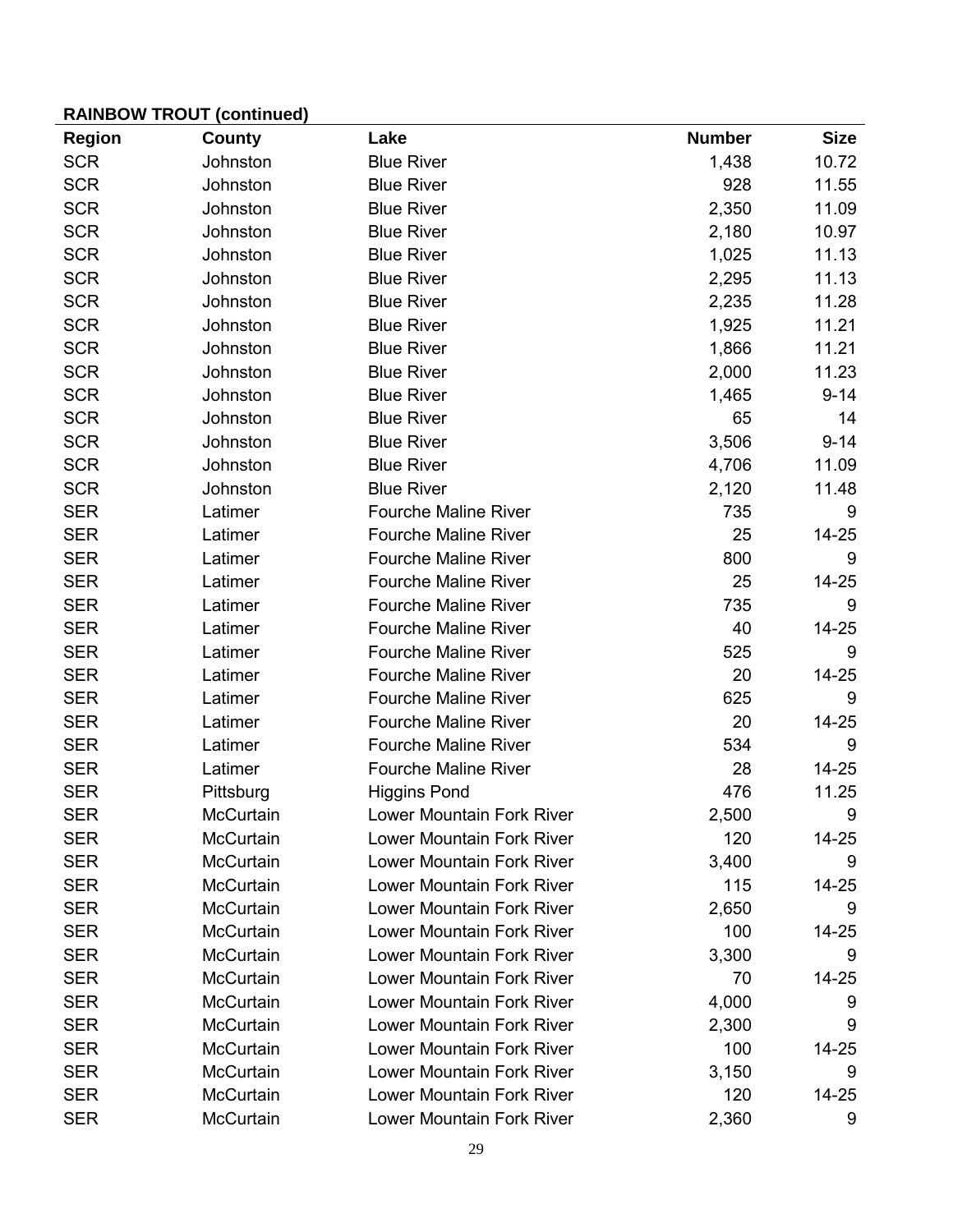**RAINBOW TROUT (continued)**

| Region | County | Lake | Number | Size |
|---|---|---|---|---|
| SCR | Johnston | Blue River | 1,438 | 10.72 |
| SCR | Johnston | Blue River | 928 | 11.55 |
| SCR | Johnston | Blue River | 2,350 | 11.09 |
| SCR | Johnston | Blue River | 2,180 | 10.97 |
| SCR | Johnston | Blue River | 1,025 | 11.13 |
| SCR | Johnston | Blue River | 2,295 | 11.13 |
| SCR | Johnston | Blue River | 2,235 | 11.28 |
| SCR | Johnston | Blue River | 1,925 | 11.21 |
| SCR | Johnston | Blue River | 1,866 | 11.21 |
| SCR | Johnston | Blue River | 2,000 | 11.23 |
| SCR | Johnston | Blue River | 1,465 | 9-14 |
| SCR | Johnston | Blue River | 65 | 14 |
| SCR | Johnston | Blue River | 3,506 | 9-14 |
| SCR | Johnston | Blue River | 4,706 | 11.09 |
| SCR | Johnston | Blue River | 2,120 | 11.48 |
| SER | Latimer | Fourche Maline River | 735 | 9 |
| SER | Latimer | Fourche Maline River | 25 | 14-25 |
| SER | Latimer | Fourche Maline River | 800 | 9 |
| SER | Latimer | Fourche Maline River | 25 | 14-25 |
| SER | Latimer | Fourche Maline River | 735 | 9 |
| SER | Latimer | Fourche Maline River | 40 | 14-25 |
| SER | Latimer | Fourche Maline River | 525 | 9 |
| SER | Latimer | Fourche Maline River | 20 | 14-25 |
| SER | Latimer | Fourche Maline River | 625 | 9 |
| SER | Latimer | Fourche Maline River | 20 | 14-25 |
| SER | Latimer | Fourche Maline River | 534 | 9 |
| SER | Latimer | Fourche Maline River | 28 | 14-25 |
| SER | Pittsburg | Higgins Pond | 476 | 11.25 |
| SER | McCurtain | Lower Mountain Fork River | 2,500 | 9 |
| SER | McCurtain | Lower Mountain Fork River | 120 | 14-25 |
| SER | McCurtain | Lower Mountain Fork River | 3,400 | 9 |
| SER | McCurtain | Lower Mountain Fork River | 115 | 14-25 |
| SER | McCurtain | Lower Mountain Fork River | 2,650 | 9 |
| SER | McCurtain | Lower Mountain Fork River | 100 | 14-25 |
| SER | McCurtain | Lower Mountain Fork River | 3,300 | 9 |
| SER | McCurtain | Lower Mountain Fork River | 70 | 14-25 |
| SER | McCurtain | Lower Mountain Fork River | 4,000 | 9 |
| SER | McCurtain | Lower Mountain Fork River | 2,300 | 9 |
| SER | McCurtain | Lower Mountain Fork River | 100 | 14-25 |
| SER | McCurtain | Lower Mountain Fork River | 3,150 | 9 |
| SER | McCurtain | Lower Mountain Fork River | 120 | 14-25 |
| SER | McCurtain | Lower Mountain Fork River | 2,360 | 9 |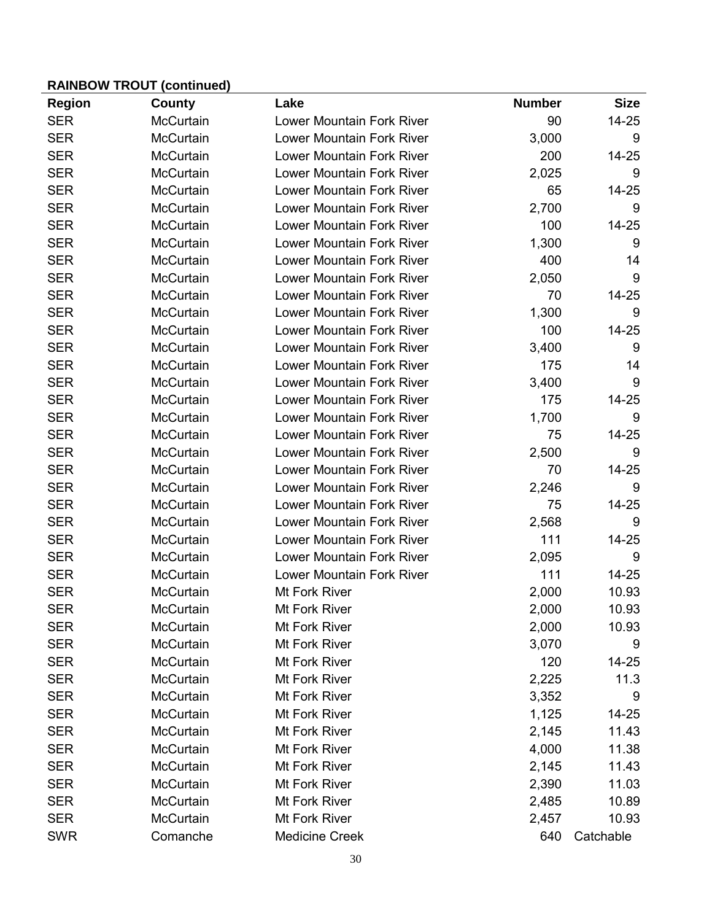**RAINBOW TROUT (continued)**

| Region | County | Lake | Number | Size |
|---|---|---|---|---|
| SER | McCurtain | Lower Mountain Fork River | 90 | 14-25 |
| SER | McCurtain | Lower Mountain Fork River | 3,000 | 9 |
| SER | McCurtain | Lower Mountain Fork River | 200 | 14-25 |
| SER | McCurtain | Lower Mountain Fork River | 2,025 | 9 |
| SER | McCurtain | Lower Mountain Fork River | 65 | 14-25 |
| SER | McCurtain | Lower Mountain Fork River | 2,700 | 9 |
| SER | McCurtain | Lower Mountain Fork River | 100 | 14-25 |
| SER | McCurtain | Lower Mountain Fork River | 1,300 | 9 |
| SER | McCurtain | Lower Mountain Fork River | 400 | 14 |
| SER | McCurtain | Lower Mountain Fork River | 2,050 | 9 |
| SER | McCurtain | Lower Mountain Fork River | 70 | 14-25 |
| SER | McCurtain | Lower Mountain Fork River | 1,300 | 9 |
| SER | McCurtain | Lower Mountain Fork River | 100 | 14-25 |
| SER | McCurtain | Lower Mountain Fork River | 3,400 | 9 |
| SER | McCurtain | Lower Mountain Fork River | 175 | 14 |
| SER | McCurtain | Lower Mountain Fork River | 3,400 | 9 |
| SER | McCurtain | Lower Mountain Fork River | 175 | 14-25 |
| SER | McCurtain | Lower Mountain Fork River | 1,700 | 9 |
| SER | McCurtain | Lower Mountain Fork River | 75 | 14-25 |
| SER | McCurtain | Lower Mountain Fork River | 2,500 | 9 |
| SER | McCurtain | Lower Mountain Fork River | 70 | 14-25 |
| SER | McCurtain | Lower Mountain Fork River | 2,246 | 9 |
| SER | McCurtain | Lower Mountain Fork River | 75 | 14-25 |
| SER | McCurtain | Lower Mountain Fork River | 2,568 | 9 |
| SER | McCurtain | Lower Mountain Fork River | 111 | 14-25 |
| SER | McCurtain | Lower Mountain Fork River | 2,095 | 9 |
| SER | McCurtain | Lower Mountain Fork River | 111 | 14-25 |
| SER | McCurtain | Mt Fork River | 2,000 | 10.93 |
| SER | McCurtain | Mt Fork River | 2,000 | 10.93 |
| SER | McCurtain | Mt Fork River | 2,000 | 10.93 |
| SER | McCurtain | Mt Fork River | 3,070 | 9 |
| SER | McCurtain | Mt Fork River | 120 | 14-25 |
| SER | McCurtain | Mt Fork River | 2,225 | 11.3 |
| SER | McCurtain | Mt Fork River | 3,352 | 9 |
| SER | McCurtain | Mt Fork River | 1,125 | 14-25 |
| SER | McCurtain | Mt Fork River | 2,145 | 11.43 |
| SER | McCurtain | Mt Fork River | 4,000 | 11.38 |
| SER | McCurtain | Mt Fork River | 2,145 | 11.43 |
| SER | McCurtain | Mt Fork River | 2,390 | 11.03 |
| SER | McCurtain | Mt Fork River | 2,485 | 10.89 |
| SER | McCurtain | Mt Fork River | 2,457 | 10.93 |
| SWR | Comanche | Medicine Creek | 640 | Catchable |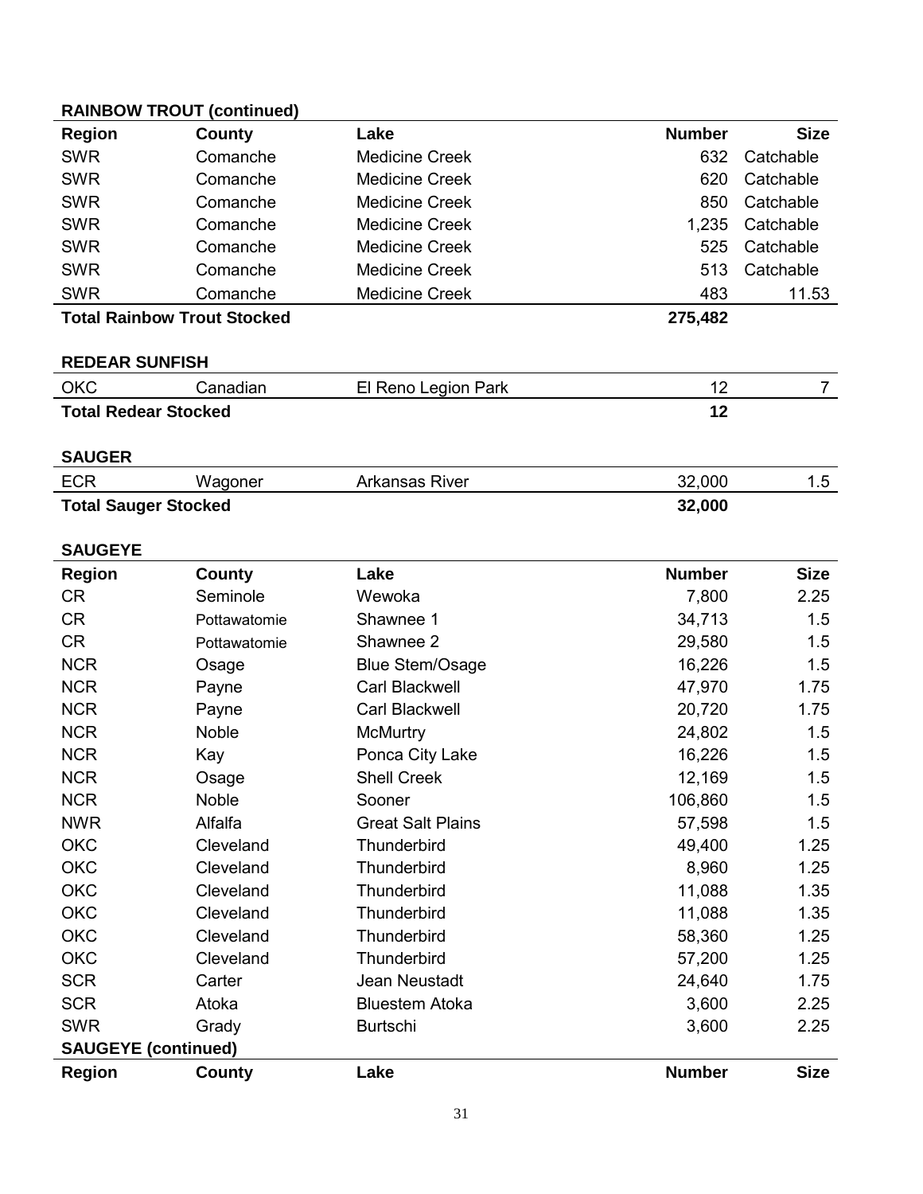**RAINBOW TROUT (continued)**

| Region | County | Lake | Number | Size |
|---|---|---|---|---|
| SWR | Comanche | Medicine Creek | 632 | Catchable |
| SWR | Comanche | Medicine Creek | 620 | Catchable |
| SWR | Comanche | Medicine Creek | 850 | Catchable |
| SWR | Comanche | Medicine Creek | 1,235 | Catchable |
| SWR | Comanche | Medicine Creek | 525 | Catchable |
| SWR | Comanche | Medicine Creek | 513 | Catchable |
| SWR | Comanche | Medicine Creek | 483 | 11.53 |
| **Total Rainbow Trout Stocked** | | | **275,482** | |

**REDEAR SUNFISH**

| Region | County | Lake | Number | Size |
|---|---|---|---|---|
| OKC | Canadian | El Reno Legion Park | 12 | 7 |
| **Total Redear Stocked** | | | **12** | |

**SAUGER**

| Region | County | Lake | Number | Size |
|---|---|---|---|---|
| ECR | Wagoner | Arkansas River | 32,000 | 1.5 |
| **Total Sauger Stocked** | | | **32,000** | |

**SAUGEYE**

| Region | County | Lake | Number | Size |
|---|---|---|---|---|
| CR | Seminole | Wewoka | 7,800 | 2.25 |
| CR | Pottawatomie | Shawnee 1 | 34,713 | 1.5 |
| CR | Pottawatomie | Shawnee 2 | 29,580 | 1.5 |
| NCR | Osage | Blue Stem/Osage | 16,226 | 1.5 |
| NCR | Payne | Carl Blackwell | 47,970 | 1.75 |
| NCR | Payne | Carl Blackwell | 20,720 | 1.75 |
| NCR | Noble | McMurtry | 24,802 | 1.5 |
| NCR | Kay | Ponca City Lake | 16,226 | 1.5 |
| NCR | Osage | Shell Creek | 12,169 | 1.5 |
| NCR | Noble | Sooner | 106,860 | 1.5 |
| NWR | Alfalfa | Great Salt Plains | 57,598 | 1.5 |
| OKC | Cleveland | Thunderbird | 49,400 | 1.25 |
| OKC | Cleveland | Thunderbird | 8,960 | 1.25 |
| OKC | Cleveland | Thunderbird | 11,088 | 1.35 |
| OKC | Cleveland | Thunderbird | 11,088 | 1.35 |
| OKC | Cleveland | Thunderbird | 58,360 | 1.25 |
| OKC | Cleveland | Thunderbird | 57,200 | 1.25 |
| SCR | Carter | Jean Neustadt | 24,640 | 1.75 |
| SCR | Atoka | Bluestem Atoka | 3,600 | 2.25 |
| SWR | Grady | Burtschi | 3,600 | 2.25 |

**SAUGEYE (continued)**

| Region | County | Lake | Number | Size |
|---|---|---|---|---|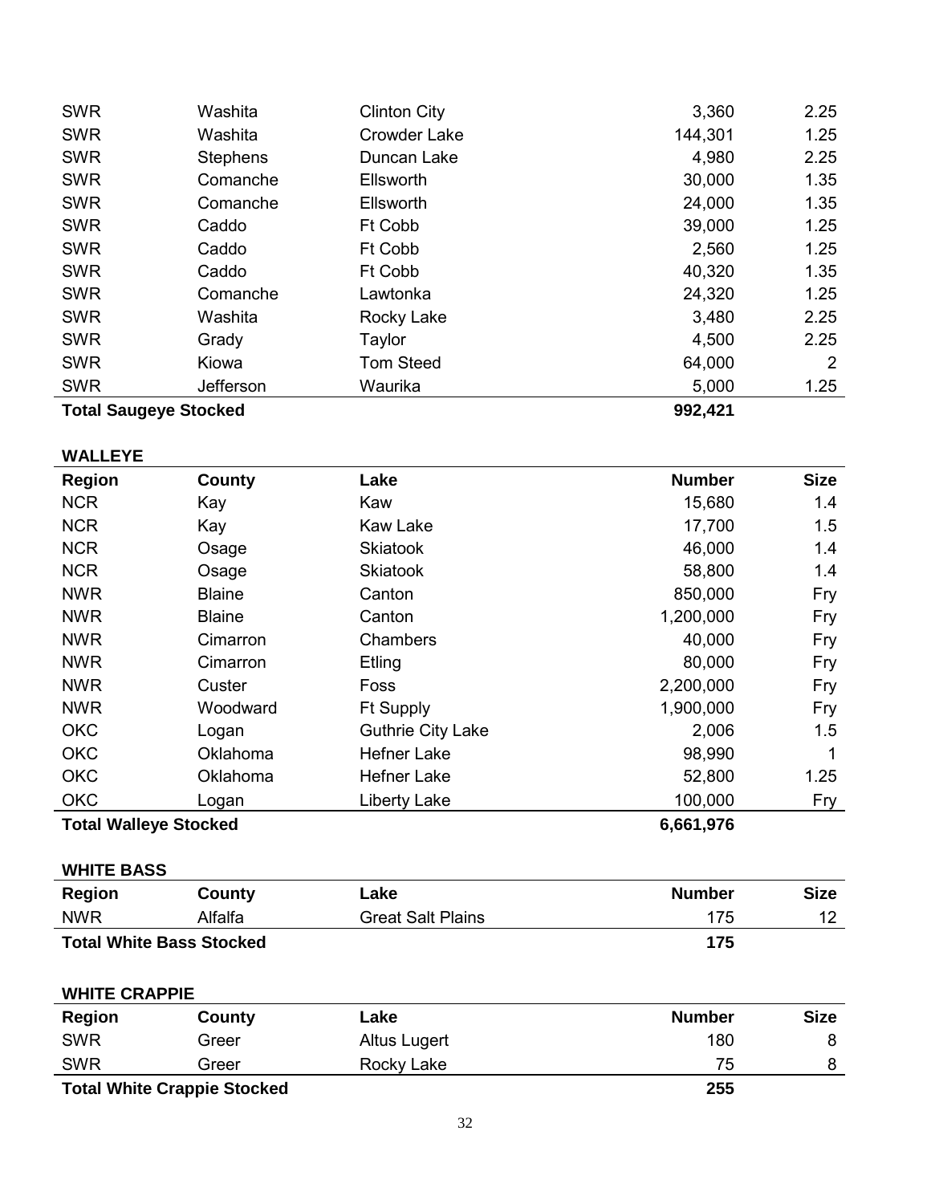| | | | | |
|---|---|---|---|---|
| SWR | Washita | Clinton City | 3,360 | 2.25 |
| SWR | Washita | Crowder Lake | 144,301 | 1.25 |
| SWR | Stephens | Duncan Lake | 4,980 | 2.25 |
| SWR | Comanche | Ellsworth | 30,000 | 1.35 |
| SWR | Comanche | Ellsworth | 24,000 | 1.35 |
| SWR | Caddo | Ft Cobb | 39,000 | 1.25 |
| SWR | Caddo | Ft Cobb | 2,560 | 1.25 |
| SWR | Caddo | Ft Cobb | 40,320 | 1.35 |
| SWR | Comanche | Lawtonka | 24,320 | 1.25 |
| SWR | Washita | Rocky Lake | 3,480 | 2.25 |
| SWR | Grady | Taylor | 4,500 | 2.25 |
| SWR | Kiowa | Tom Steed | 64,000 | 2 |
| SWR | Jefferson | Waurika | 5,000 | 1.25 |
| **Total Saugeye Stocked** | | | **992,421** | |

**WALLEYE**

| Region | County | Lake | Number | Size |
|---|---|---|---|---|
| NCR | Kay | Kaw | 15,680 | 1.4 |
| NCR | Kay | Kaw Lake | 17,700 | 1.5 |
| NCR | Osage | Skiatook | 46,000 | 1.4 |
| NCR | Osage | Skiatook | 58,800 | 1.4 |
| NWR | Blaine | Canton | 850,000 | Fry |
| NWR | Blaine | Canton | 1,200,000 | Fry |
| NWR | Cimarron | Chambers | 40,000 | Fry |
| NWR | Cimarron | Etling | 80,000 | Fry |
| NWR | Custer | Foss | 2,200,000 | Fry |
| NWR | Woodward | Ft Supply | 1,900,000 | Fry |
| OKC | Logan | Guthrie City Lake | 2,006 | 1.5 |
| OKC | Oklahoma | Hefner Lake | 98,990 | 1 |
| OKC | Oklahoma | Hefner Lake | 52,800 | 1.25 |
| OKC | Logan | Liberty Lake | 100,000 | Fry |
| **Total Walleye Stocked** | | | **6,661,976** | |

**WHITE BASS**

| Region | County | Lake | Number | Size |
|---|---|---|---|---|
| NWR | Alfalfa | Great Salt Plains | 175 | 12 |
| **Total White Bass Stocked** | | | **175** | |

**WHITE CRAPPIE**

| Region | County | Lake | Number | Size |
|---|---|---|---|---|
| SWR | Greer | Altus Lugert | 180 | 8 |
| SWR | Greer | Rocky Lake | 75 | 8 |
| **Total White Crappie Stocked** | | | **255** | |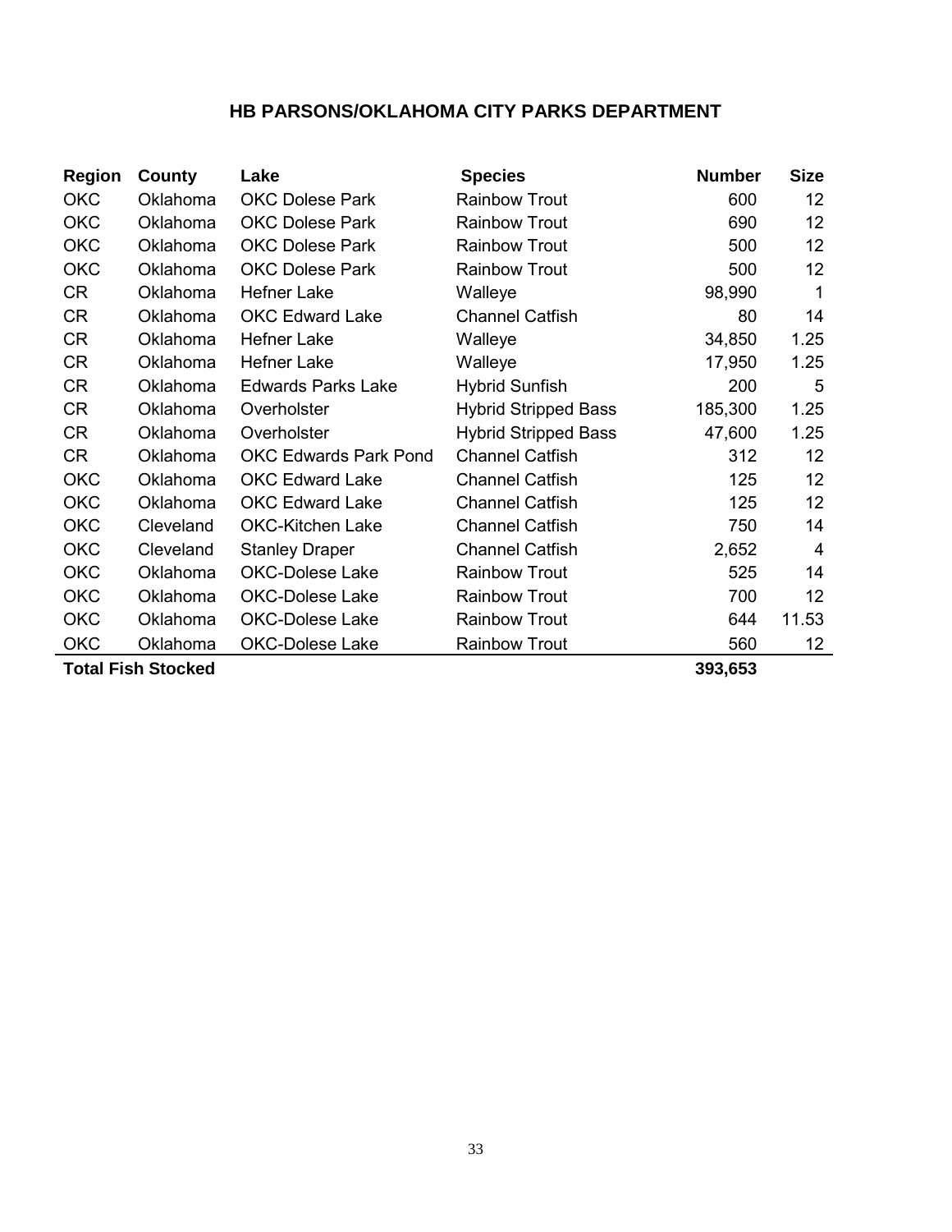# HB PARSONS/OKLAHOMA CITY PARKS DEPARTMENT

| Region | County | Lake | Species | Number | Size |
|---|---|---|---|---|---|
| OKC | Oklahoma | OKC Dolese Park | Rainbow Trout | 600 | 12 |
| OKC | Oklahoma | OKC Dolese Park | Rainbow Trout | 690 | 12 |
| OKC | Oklahoma | OKC Dolese Park | Rainbow Trout | 500 | 12 |
| OKC | Oklahoma | OKC Dolese Park | Rainbow Trout | 500 | 12 |
| CR | Oklahoma | Hefner Lake | Walleye | 98,990 | 1 |
| CR | Oklahoma | OKC Edward Lake | Channel Catfish | 80 | 14 |
| CR | Oklahoma | Hefner Lake | Walleye | 34,850 | 1.25 |
| CR | Oklahoma | Hefner Lake | Walleye | 17,950 | 1.25 |
| CR | Oklahoma | Edwards Parks Lake | Hybrid Sunfish | 200 | 5 |
| CR | Oklahoma | Overholster | Hybrid Stripped Bass | 185,300 | 1.25 |
| CR | Oklahoma | Overholster | Hybrid Stripped Bass | 47,600 | 1.25 |
| CR | Oklahoma | OKC Edwards Park Pond | Channel Catfish | 312 | 12 |
| OKC | Oklahoma | OKC Edward Lake | Channel Catfish | 125 | 12 |
| OKC | Oklahoma | OKC Edward Lake | Channel Catfish | 125 | 12 |
| OKC | Cleveland | OKC-Kitchen Lake | Channel Catfish | 750 | 14 |
| OKC | Cleveland | Stanley Draper | Channel Catfish | 2,652 | 4 |
| OKC | Oklahoma | OKC-Dolese Lake | Rainbow Trout | 525 | 14 |
| OKC | Oklahoma | OKC-Dolese Lake | Rainbow Trout | 700 | 12 |
| OKC | Oklahoma | OKC-Dolese Lake | Rainbow Trout | 644 | 11.53 |
| OKC | Oklahoma | OKC-Dolese Lake | Rainbow Trout | 560 | 12 |
| **Total Fish Stocked** | | | | **393,653** | |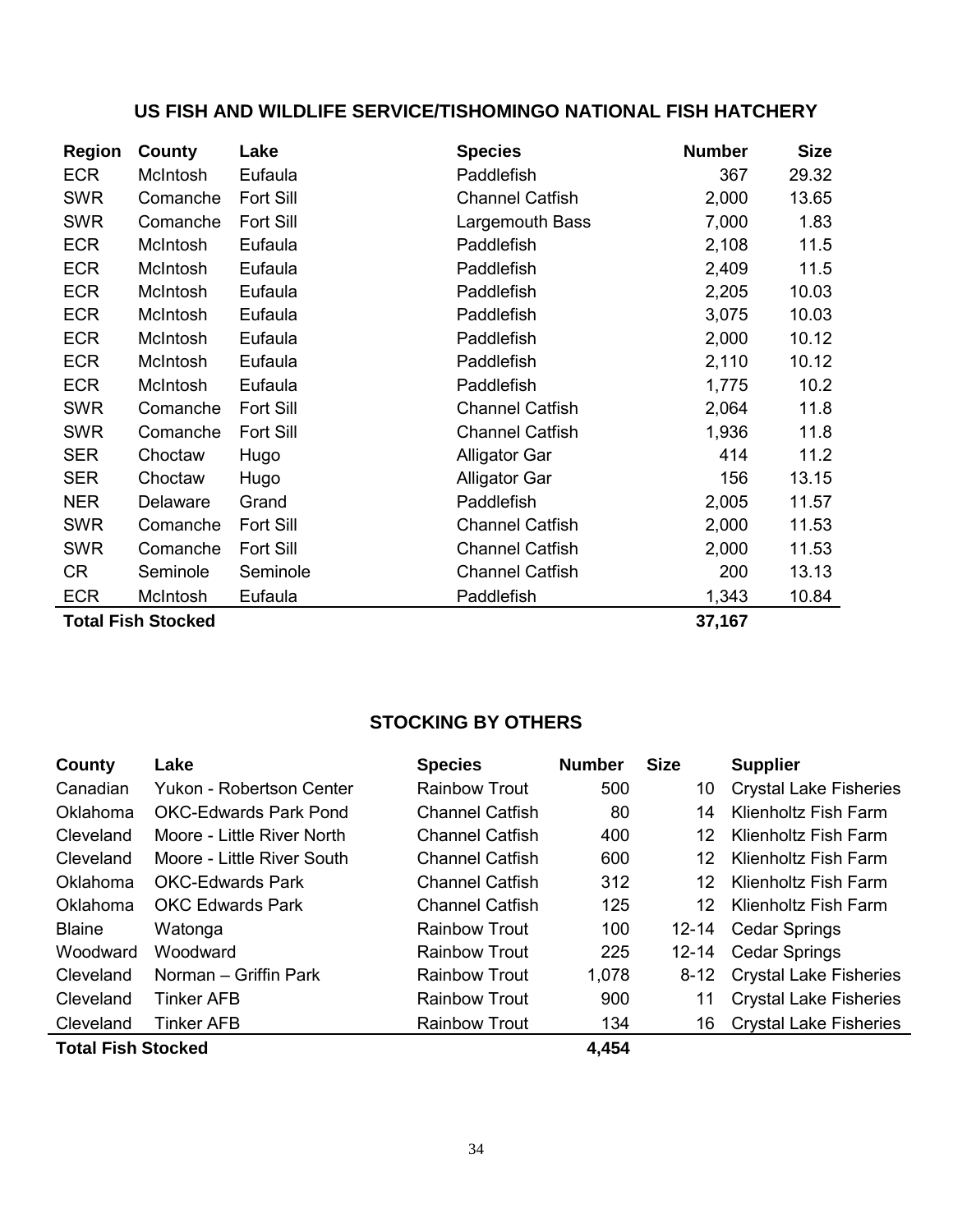## US FISH AND WILDLIFE SERVICE/TISHOMINGO NATIONAL FISH HATCHERY

| Region | County | Lake | Species | Number | Size |
|---|---|---|---|---|---|
| ECR | McIntosh | Eufaula | Paddlefish | 367 | 29.32 |
| SWR | Comanche | Fort Sill | Channel Catfish | 2,000 | 13.65 |
| SWR | Comanche | Fort Sill | Largemouth Bass | 7,000 | 1.83 |
| ECR | McIntosh | Eufaula | Paddlefish | 2,108 | 11.5 |
| ECR | McIntosh | Eufaula | Paddlefish | 2,409 | 11.5 |
| ECR | McIntosh | Eufaula | Paddlefish | 2,205 | 10.03 |
| ECR | McIntosh | Eufaula | Paddlefish | 3,075 | 10.03 |
| ECR | McIntosh | Eufaula | Paddlefish | 2,000 | 10.12 |
| ECR | McIntosh | Eufaula | Paddlefish | 2,110 | 10.12 |
| ECR | McIntosh | Eufaula | Paddlefish | 1,775 | 10.2 |
| SWR | Comanche | Fort Sill | Channel Catfish | 2,064 | 11.8 |
| SWR | Comanche | Fort Sill | Channel Catfish | 1,936 | 11.8 |
| SER | Choctaw | Hugo | Alligator Gar | 414 | 11.2 |
| SER | Choctaw | Hugo | Alligator Gar | 156 | 13.15 |
| NER | Delaware | Grand | Paddlefish | 2,005 | 11.57 |
| SWR | Comanche | Fort Sill | Channel Catfish | 2,000 | 11.53 |
| SWR | Comanche | Fort Sill | Channel Catfish | 2,000 | 11.53 |
| CR | Seminole | Seminole | Channel Catfish | 200 | 13.13 |
| ECR | McIntosh | Eufaula | Paddlefish | 1,343 | 10.84 |
| **Total Fish Stocked** | | | | **37,167** | |

## STOCKING BY OTHERS

| County | Lake | Species | Number | Size | Supplier |
|---|---|---|---|---|---|
| Canadian | Yukon - Robertson Center | Rainbow Trout | 500 | 10 | Crystal Lake Fisheries |
| Oklahoma | OKC-Edwards Park Pond | Channel Catfish | 80 | 14 | Klienholtz Fish Farm |
| Cleveland | Moore - Little River North | Channel Catfish | 400 | 12 | Klienholtz Fish Farm |
| Cleveland | Moore - Little River South | Channel Catfish | 600 | 12 | Klienholtz Fish Farm |
| Oklahoma | OKC-Edwards Park | Channel Catfish | 312 | 12 | Klienholtz Fish Farm |
| Oklahoma | OKC Edwards Park | Channel Catfish | 125 | 12 | Klienholtz Fish Farm |
| Blaine | Watonga | Rainbow Trout | 100 | 12-14 | Cedar Springs |
| Woodward | Woodward | Rainbow Trout | 225 | 12-14 | Cedar Springs |
| Cleveland | Norman – Griffin Park | Rainbow Trout | 1,078 | 8-12 | Crystal Lake Fisheries |
| Cleveland | Tinker AFB | Rainbow Trout | 900 | 11 | Crystal Lake Fisheries |
| Cleveland | Tinker AFB | Rainbow Trout | 134 | 16 | Crystal Lake Fisheries |
| **Total Fish Stocked** | | | **4,454** | | |